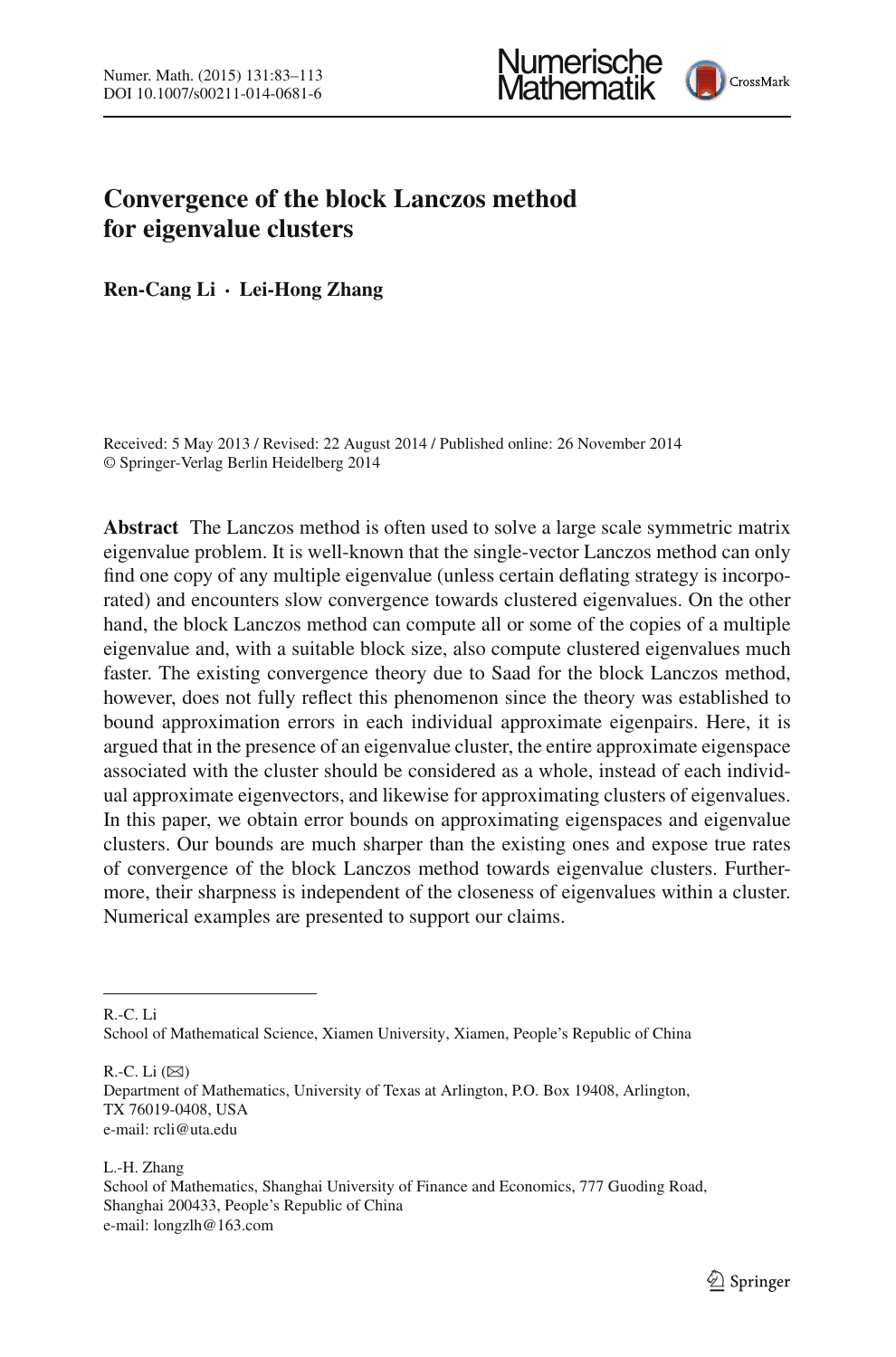# Convergence of the block Lanczos method for eigenvalue clusters

**Ren-Cang Li · Lei-Hong Zhang**

Received: 5 May 2013 / Revised: 22 August 2014 / Published online: 26 November 2014
© Springer-Verlag Berlin Heidelberg 2014

**Abstract** The Lanczos method is often used to solve a large scale symmetric matrix eigenvalue problem. It is well-known that the single-vector Lanczos method can only find one copy of any multiple eigenvalue (unless certain deflating strategy is incorporated) and encounters slow convergence towards clustered eigenvalues. On the other hand, the block Lanczos method can compute all or some of the copies of a multiple eigenvalue and, with a suitable block size, also compute clustered eigenvalues much faster. The existing convergence theory due to Saad for the block Lanczos method, however, does not fully reflect this phenomenon since the theory was established to bound approximation errors in each individual approximate eigenpairs. Here, it is argued that in the presence of an eigenvalue cluster, the entire approximate eigenspace associated with the cluster should be considered as a whole, instead of each individual approximate eigenvectors, and likewise for approximating clusters of eigenvalues. In this paper, we obtain error bounds on approximating eigenspaces and eigenvalue clusters. Our bounds are much sharper than the existing ones and expose true rates of convergence of the block Lanczos method towards eigenvalue clusters. Furthermore, their sharpness is independent of the closeness of eigenvalues within a cluster. Numerical examples are presented to support our claims.

---

R.-C. Li
School of Mathematical Science, Xiamen University, Xiamen, People's Republic of China

R.-C. Li (✉)
Department of Mathematics, University of Texas at Arlington, P.O. Box 19408, Arlington, TX 76019-0408, USA
e-mail: rcli@uta.edu

L.-H. Zhang
School of Mathematics, Shanghai University of Finance and Economics, 777 Guoding Road, Shanghai 200433, People's Republic of China
e-mail: longzlh@163.com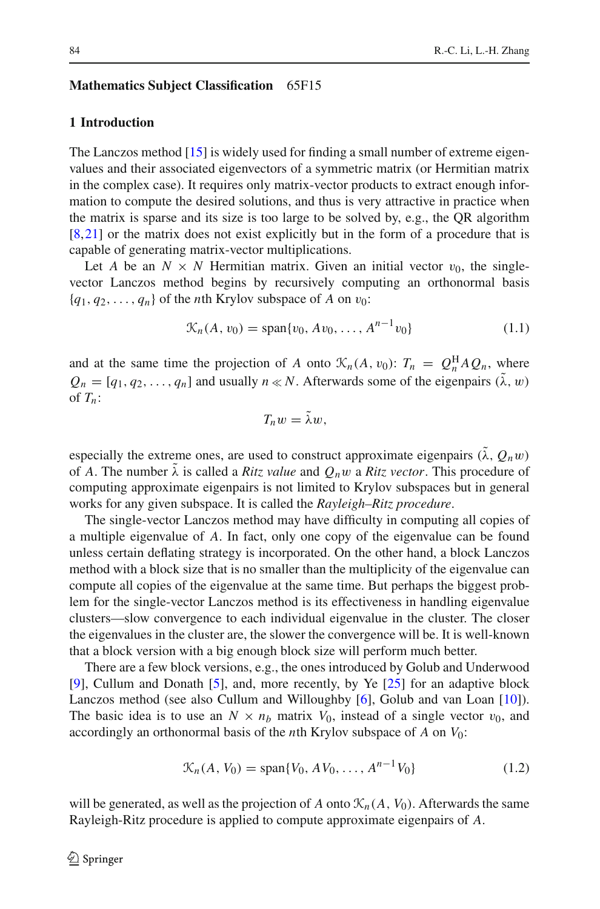**Mathematics Subject Classification** 65F15

## 1 Introduction

The Lanczos method [15] is widely used for finding a small number of extreme eigenvalues and their associated eigenvectors of a symmetric matrix (or Hermitian matrix in the complex case). It requires only matrix-vector products to extract enough information to compute the desired solutions, and thus is very attractive in practice when the matrix is sparse and its size is too large to be solved by, e.g., the QR algorithm [8,21] or the matrix does not exist explicitly but in the form of a procedure that is capable of generating matrix-vector multiplications.

Let $A$ be an $N \times N$ Hermitian matrix. Given an initial vector $v_0$, the single-vector Lanczos method begins by recursively computing an orthonormal basis $\{q_1, q_2, \ldots, q_n\}$ of the $n$th Krylov subspace of $A$ on $v_0$:

$$\mathcal{K}_n(A, v_0) = \text{span}\{v_0, Av_0, \ldots, A^{n-1}v_0\} \tag{1.1}$$

and at the same time the projection of $A$ onto $\mathcal{K}_n(A, v_0)$: $T_n = Q_n^{\mathrm{H}} A Q_n$, where $Q_n = [q_1, q_2, \ldots, q_n]$ and usually $n \ll N$. Afterwards some of the eigenpairs $(\tilde{\lambda}, w)$ of $T_n$:

$$T_n w = \tilde{\lambda} w,$$

especially the extreme ones, are used to construct approximate eigenpairs $(\tilde{\lambda}, Q_n w)$ of $A$. The number $\tilde{\lambda}$ is called a *Ritz value* and $Q_n w$ a *Ritz vector*. This procedure of computing approximate eigenpairs is not limited to Krylov subspaces but in general works for any given subspace. It is called the *Rayleigh–Ritz procedure*.

The single-vector Lanczos method may have difficulty in computing all copies of a multiple eigenvalue of $A$. In fact, only one copy of the eigenvalue can be found unless certain deflating strategy is incorporated. On the other hand, a block Lanczos method with a block size that is no smaller than the multiplicity of the eigenvalue can compute all copies of the eigenvalue at the same time. But perhaps the biggest problem for the single-vector Lanczos method is its effectiveness in handling eigenvalue clusters—slow convergence to each individual eigenvalue in the cluster. The closer the eigenvalues in the cluster are, the slower the convergence will be. It is well-known that a block version with a big enough block size will perform much better.

There are a few block versions, e.g., the ones introduced by Golub and Underwood [9], Cullum and Donath [5], and, more recently, by Ye [25] for an adaptive block Lanczos method (see also Cullum and Willoughby [6], Golub and van Loan [10]). The basic idea is to use an $N \times n_b$ matrix $V_0$, instead of a single vector $v_0$, and accordingly an orthonormal basis of the $n$th Krylov subspace of $A$ on $V_0$:

$$\mathcal{K}_n(A, V_0) = \text{span}\{V_0, AV_0, \ldots, A^{n-1}V_0\} \tag{1.2}$$

will be generated, as well as the projection of $A$ onto $\mathcal{K}_n(A, V_0)$. Afterwards the same Rayleigh-Ritz procedure is applied to compute approximate eigenpairs of $A$.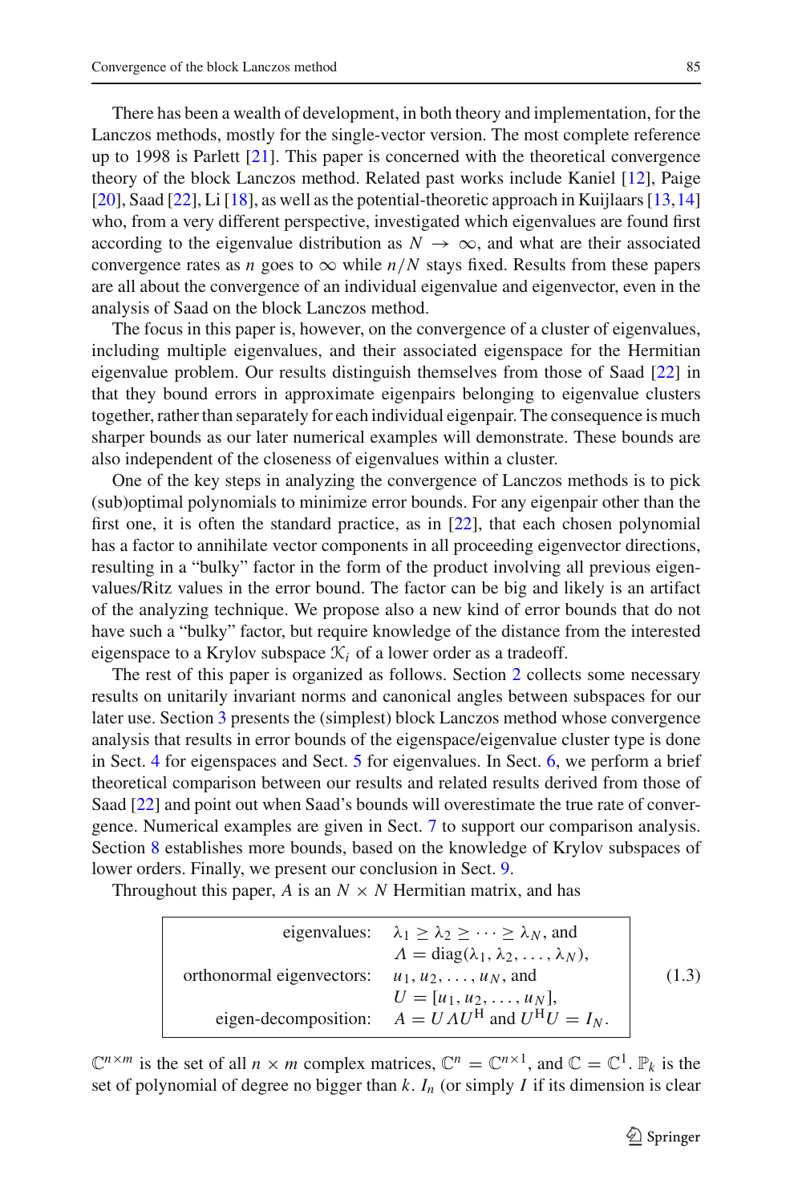There has been a wealth of development, in both theory and implementation, for the Lanczos methods, mostly for the single-vector version. The most complete reference up to 1998 is Parlett [21]. This paper is concerned with the theoretical convergence theory of the block Lanczos method. Related past works include Kaniel [12], Paige [20], Saad [22], Li [18], as well as the potential-theoretic approach in Kuijlaars [13,14] who, from a very different perspective, investigated which eigenvalues are found first according to the eigenvalue distribution as $N \to \infty$, and what are their associated convergence rates as $n$ goes to $\infty$ while $n/N$ stays fixed. Results from these papers are all about the convergence of an individual eigenvalue and eigenvector, even in the analysis of Saad on the block Lanczos method.

The focus in this paper is, however, on the convergence of a cluster of eigenvalues, including multiple eigenvalues, and their associated eigenspace for the Hermitian eigenvalue problem. Our results distinguish themselves from those of Saad [22] in that they bound errors in approximate eigenpairs belonging to eigenvalue clusters together, rather than separately for each individual eigenpair. The consequence is much sharper bounds as our later numerical examples will demonstrate. These bounds are also independent of the closeness of eigenvalues within a cluster.

One of the key steps in analyzing the convergence of Lanczos methods is to pick (sub)optimal polynomials to minimize error bounds. For any eigenpair other than the first one, it is often the standard practice, as in [22], that each chosen polynomial has a factor to annihilate vector components in all proceeding eigenvector directions, resulting in a "bulky" factor in the form of the product involving all previous eigenvalues/Ritz values in the error bound. The factor can be big and likely is an artifact of the analyzing technique. We propose also a new kind of error bounds that do not have such a "bulky" factor, but require knowledge of the distance from the interested eigenspace to a Krylov subspace $\mathcal{K}_i$ of a lower order as a tradeoff.

The rest of this paper is organized as follows. Section 2 collects some necessary results on unitarily invariant norms and canonical angles between subspaces for our later use. Section 3 presents the (simplest) block Lanczos method whose convergence analysis that results in error bounds of the eigenspace/eigenvalue cluster type is done in Sect. 4 for eigenspaces and Sect. 5 for eigenvalues. In Sect. 6, we perform a brief theoretical comparison between our results and related results derived from those of Saad [22] and point out when Saad's bounds will overestimate the true rate of convergence. Numerical examples are given in Sect. 7 to support our comparison analysis. Section 8 establishes more bounds, based on the knowledge of Krylov subspaces of lower orders. Finally, we present our conclusion in Sect. 9.

Throughout this paper, $A$ is an $N \times N$ Hermitian matrix, and has

$$
\begin{array}{|rl|}
\hline
\text{eigenvalues:} & \lambda_1 \ge \lambda_2 \ge \cdots \ge \lambda_N, \text{ and} \\
& \Lambda = \operatorname{diag}(\lambda_1, \lambda_2, \ldots, \lambda_N), \\
\text{orthonormal eigenvectors:} & u_1, u_2, \ldots, u_N, \text{ and} \\
& U = [u_1, u_2, \ldots, u_N], \\
\text{eigen-decomposition:} & A = U\Lambda U^{\mathrm{H}} \text{ and } U^{\mathrm{H}}U = I_N. \\
\hline
\end{array}
\tag{1.3}
$$

$\mathbb{C}^{n\times m}$ is the set of all $n \times m$ complex matrices, $\mathbb{C}^n = \mathbb{C}^{n\times 1}$, and $\mathbb{C} = \mathbb{C}^1$. $\mathbb{P}_k$ is the set of polynomial of degree no bigger than $k$. $I_n$ (or simply $I$ if its dimension is clear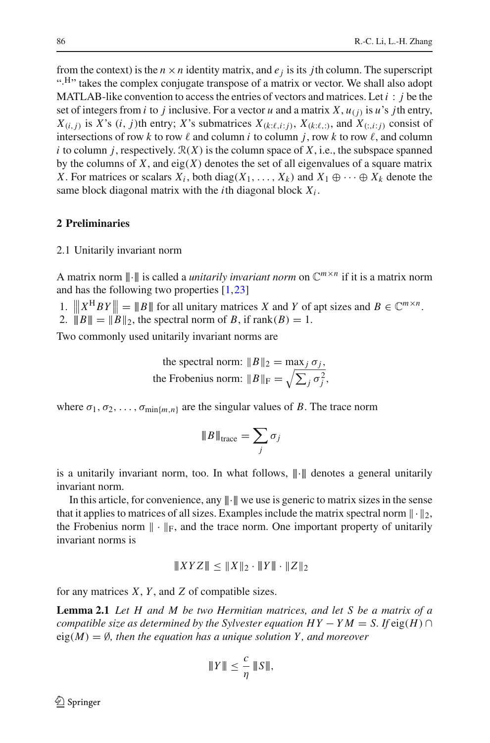from the context) is the $n \times n$ identity matrix, and $e_j$ is its $j$th column. The superscript "$\cdot^{\mathrm{H}}$" takes the complex conjugate transpose of a matrix or vector. We shall also adopt MATLAB-like convention to access the entries of vectors and matrices. Let $i : j$ be the set of integers from $i$ to $j$ inclusive. For a vector $u$ and a matrix $X$, $u_{(j)}$ is $u$'s $j$th entry, $X_{(i,j)}$ is $X$'s $(i, j)$th entry; $X$'s submatrices $X_{(k:\ell,i:j)}$, $X_{(k:\ell,:)}$, and $X_{(:,i:j)}$ consist of intersections of row $k$ to row $\ell$ and column $i$ to column $j$, row $k$ to row $\ell$, and column $i$ to column $j$, respectively. $\mathcal{R}(X)$ is the column space of $X$, i.e., the subspace spanned by the columns of $X$, and $\mathrm{eig}(X)$ denotes the set of all eigenvalues of a square matrix $X$. For matrices or scalars $X_i$, both $\mathrm{diag}(X_1, \ldots, X_k)$ and $X_1 \oplus \cdots \oplus X_k$ denote the same block diagonal matrix with the $i$th diagonal block $X_i$.

## 2 Preliminaries

### 2.1 Unitarily invariant norm

A matrix norm $|||\cdot|||$ is called a *unitarily invariant norm* on $\mathbb{C}^{m\times n}$ if it is a matrix norm and has the following two properties [1,23]

1. $|||X^{\mathrm{H}} BY||| = |||B|||$ for all unitary matrices $X$ and $Y$ of apt sizes and $B \in \mathbb{C}^{m\times n}$.
2. $|||B||| = \|B\|_2$, the spectral norm of $B$, if $\mathrm{rank}(B) = 1$.

Two commonly used unitarily invariant norms are

$$
\begin{aligned}
&\text{the spectral norm: } \|B\|_2 = \max_j \sigma_j, \\
&\text{the Frobenius norm: } \|B\|_{\mathrm{F}} = \sqrt{\textstyle\sum_j \sigma_j^2},
\end{aligned}
$$

where $\sigma_1, \sigma_2, \ldots, \sigma_{\min\{m,n\}}$ are the singular values of $B$. The trace norm

$$
|||B|||_{\mathrm{trace}} = \sum_j \sigma_j
$$

is a unitarily invariant norm, too. In what follows, $|||\cdot|||$ denotes a general unitarily invariant norm.

In this article, for convenience, any $|||\cdot|||$ we use is generic to matrix sizes in the sense that it applies to matrices of all sizes. Examples include the matrix spectral norm $\|\cdot\|_2$, the Frobenius norm $\|\cdot\|_{\mathrm{F}}$, and the trace norm. One important property of unitarily invariant norms is

$$
|||XYZ||| \le \|X\|_2 \cdot |||Y||| \cdot \|Z\|_2
$$

for any matrices $X$, $Y$, and $Z$ of compatible sizes.

**Lemma 2.1** *Let $H$ and $M$ be two Hermitian matrices, and let $S$ be a matrix of a compatible size as determined by the Sylvester equation $HY - YM = S$. If $\mathrm{eig}(H) \cap \mathrm{eig}(M) = \emptyset$, then the equation has a unique solution $Y$, and moreover*

$$
|||Y||| \le \frac{c}{\eta}\, |||S|||,
$$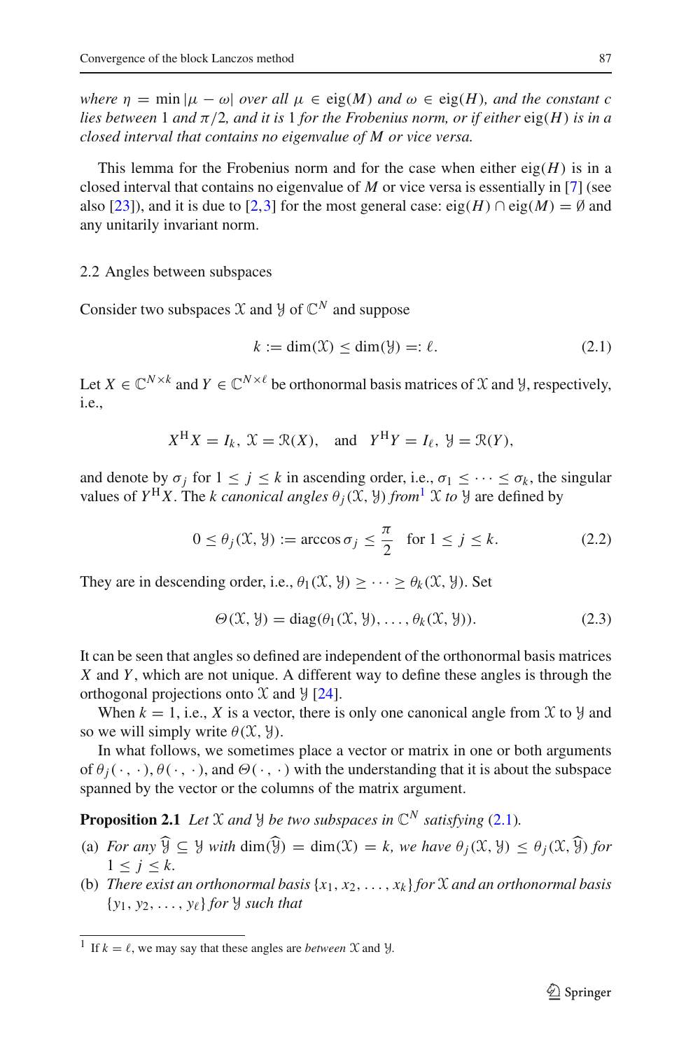*where* $\eta = \min |\mu - \omega|$ *over all* $\mu \in \operatorname{eig}(M)$ *and* $\omega \in \operatorname{eig}(H)$*, and the constant* $c$ *lies between* 1 *and* $\pi/2$*, and it is* 1 *for the Frobenius norm, or if either* $\operatorname{eig}(H)$ *is in a closed interval that contains no eigenvalue of* $M$ *or vice versa.*

This lemma for the Frobenius norm and for the case when either $\operatorname{eig}(H)$ is in a closed interval that contains no eigenvalue of $M$ or vice versa is essentially in [7] (see also [23]), and it is due to [2,3] for the most general case: $\operatorname{eig}(H) \cap \operatorname{eig}(M) = \emptyset$ and any unitarily invariant norm.

### 2.2 Angles between subspaces

Consider two subspaces $\mathcal{X}$ and $\mathcal{Y}$ of $\mathbb{C}^N$ and suppose

$$k := \dim(\mathcal{X}) \leq \dim(\mathcal{Y}) =: \ell. \tag{2.1}$$

Let $X \in \mathbb{C}^{N \times k}$ and $Y \in \mathbb{C}^{N \times \ell}$ be orthonormal basis matrices of $\mathcal{X}$ and $\mathcal{Y}$, respectively, i.e.,

$$X^{\mathrm{H}} X = I_k, \; \mathcal{X} = \mathcal{R}(X), \quad \text{and} \quad Y^{\mathrm{H}} Y = I_\ell, \; \mathcal{Y} = \mathcal{R}(Y),$$

and denote by $\sigma_j$ for $1 \leq j \leq k$ in ascending order, i.e., $\sigma_1 \leq \cdots \leq \sigma_k$, the singular values of $Y^{\mathrm{H}} X$. The $k$ *canonical angles* $\theta_j(\mathcal{X}, \mathcal{Y})$ *from*[1] $\mathcal{X}$ *to* $\mathcal{Y}$ are defined by

$$0 \leq \theta_j(\mathcal{X}, \mathcal{Y}) := \arccos \sigma_j \leq \frac{\pi}{2} \quad \text{for } 1 \leq j \leq k. \tag{2.2}$$

They are in descending order, i.e., $\theta_1(\mathcal{X}, \mathcal{Y}) \geq \cdots \geq \theta_k(\mathcal{X}, \mathcal{Y})$. Set

$$\Theta(\mathcal{X}, \mathcal{Y}) = \operatorname{diag}(\theta_1(\mathcal{X}, \mathcal{Y}), \ldots, \theta_k(\mathcal{X}, \mathcal{Y})). \tag{2.3}$$

It can be seen that angles so defined are independent of the orthonormal basis matrices $X$ and $Y$, which are not unique. A different way to define these angles is through the orthogonal projections onto $\mathcal{X}$ and $\mathcal{Y}$ [24].

When $k = 1$, i.e., $X$ is a vector, there is only one canonical angle from $\mathcal{X}$ to $\mathcal{Y}$ and so we will simply write $\theta(\mathcal{X}, \mathcal{Y})$.

In what follows, we sometimes place a vector or matrix in one or both arguments of $\theta_j(\cdot\,, \cdot)$, $\theta(\cdot\,, \cdot)$, and $\Theta(\cdot\,, \cdot)$ with the understanding that it is about the subspace spanned by the vector or the columns of the matrix argument.

**Proposition 2.1** *Let* $\mathcal{X}$ *and* $\mathcal{Y}$ *be two subspaces in* $\mathbb{C}^N$ *satisfying* (2.1)*.*

- (a) *For any* $\widehat{\mathcal{Y}} \subseteq \mathcal{Y}$ *with* $\dim(\widehat{\mathcal{Y}}) = \dim(\mathcal{X}) = k$*, we have* $\theta_j(\mathcal{X}, \mathcal{Y}) \leq \theta_j(\mathcal{X}, \widehat{\mathcal{Y}})$ *for* $1 \leq j \leq k$*.*
- (b) *There exist an orthonormal basis* $\{x_1, x_2, \ldots, x_k\}$ *for* $\mathcal{X}$ *and an orthonormal basis* $\{y_1, y_2, \ldots, y_\ell\}$ *for* $\mathcal{Y}$ *such that*

---

[1] If $k = \ell$, we may say that these angles are *between* $\mathcal{X}$ and $\mathcal{Y}$.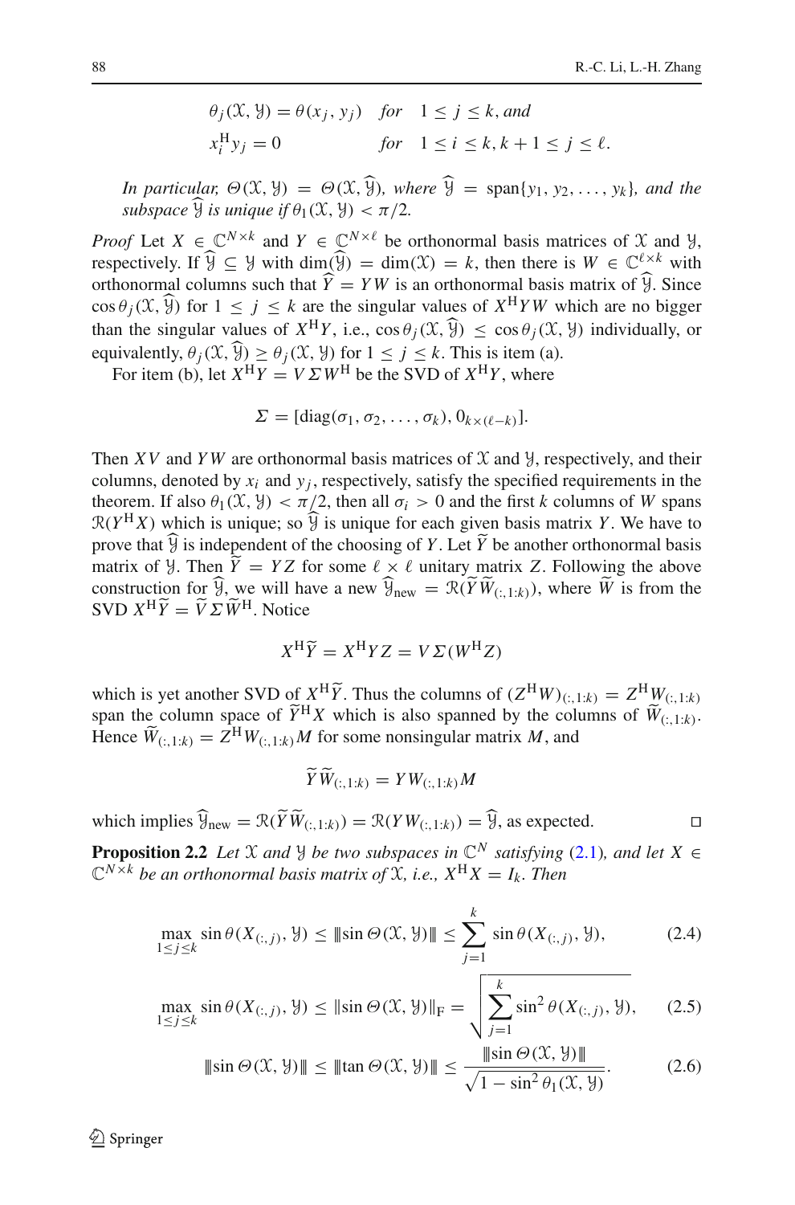$$\theta_j(\mathcal{X}, \mathcal{Y}) = \theta(x_j, y_j) \quad \textit{for} \quad 1 \le j \le k, \textit{and}$$

$$x_i^{\mathrm{H}} y_j = 0 \qquad\qquad \textit{for} \quad 1 \le i \le k, k+1 \le j \le \ell.$$

*In particular,* $\Theta(\mathcal{X}, \mathcal{Y}) = \Theta(\mathcal{X}, \widehat{\mathcal{Y}})$*, where* $\widehat{\mathcal{Y}} = \operatorname{span}\{y_1, y_2, \ldots, y_k\}$*, and the subspace* $\widehat{\mathcal{Y}}$ *is unique if* $\theta_1(\mathcal{X}, \mathcal{Y}) < \pi/2$*.*

*Proof* Let $X \in \mathbb{C}^{N\times k}$ and $Y \in \mathbb{C}^{N\times \ell}$ be orthonormal basis matrices of $\mathcal{X}$ and $\mathcal{Y}$, respectively. If $\widehat{\mathcal{Y}} \subseteq \mathcal{Y}$ with $\dim(\widehat{\mathcal{Y}}) = \dim(\mathcal{X}) = k$, then there is $W \in \mathbb{C}^{\ell\times k}$ with orthonormal columns such that $\widehat{Y} = YW$ is an orthonormal basis matrix of $\widehat{\mathcal{Y}}$. Since $\cos\theta_j(\mathcal{X}, \widehat{\mathcal{Y}})$ for $1 \le j \le k$ are the singular values of $X^{\mathrm{H}}YW$ which are no bigger than the singular values of $X^{\mathrm{H}}Y$, i.e., $\cos\theta_j(\mathcal{X}, \widehat{\mathcal{Y}}) \le \cos\theta_j(\mathcal{X}, \mathcal{Y})$ individually, or equivalently, $\theta_j(\mathcal{X}, \widehat{\mathcal{Y}}) \ge \theta_j(\mathcal{X}, \mathcal{Y})$ for $1 \le j \le k$. This is item (a).

For item (b), let $X^{\mathrm{H}}Y = V\Sigma W^{\mathrm{H}}$ be the SVD of $X^{\mathrm{H}}Y$, where

$$\Sigma = [\operatorname{diag}(\sigma_1, \sigma_2, \ldots, \sigma_k), 0_{k\times(\ell-k)}].$$

Then $XV$ and $YW$ are orthonormal basis matrices of $\mathcal{X}$ and $\mathcal{Y}$, respectively, and their columns, denoted by $x_i$ and $y_j$, respectively, satisfy the specified requirements in the theorem. If also $\theta_1(\mathcal{X}, \mathcal{Y}) < \pi/2$, then all $\sigma_i > 0$ and the first $k$ columns of $W$ spans $\mathcal{R}(Y^{\mathrm{H}}X)$ which is unique; so $\widehat{\mathcal{Y}}$ is unique for each given basis matrix $Y$. We have to prove that $\widehat{\mathcal{Y}}$ is independent of the choosing of $Y$. Let $\widetilde{Y}$ be another orthonormal basis matrix of $\mathcal{Y}$. Then $\widetilde{Y} = YZ$ for some $\ell \times \ell$ unitary matrix $Z$. Following the above construction for $\widehat{\mathcal{Y}}$, we will have a new $\widehat{\mathcal{Y}}_{\text{new}} = \mathcal{R}(\widetilde{Y}\widetilde{W}_{(:,1:k)})$, where $\widetilde{W}$ is from the SVD $X^{\mathrm{H}}\widetilde{Y} = \widetilde{V}\Sigma\widetilde{W}^{\mathrm{H}}$. Notice

$$X^{\mathrm{H}}\widetilde{Y} = X^{\mathrm{H}}YZ = V\Sigma(W^{\mathrm{H}}Z)$$

which is yet another SVD of $X^{\mathrm{H}}\widetilde{Y}$. Thus the columns of $(Z^{\mathrm{H}}W)_{(:,1:k)} = Z^{\mathrm{H}}W_{(:,1:k)}$ span the column space of $\widetilde{Y}^{\mathrm{H}}X$ which is also spanned by the columns of $\widetilde{W}_{(:,1:k)}$. Hence $\widetilde{W}_{(:,1:k)} = Z^{\mathrm{H}}W_{(:,1:k)}M$ for some nonsingular matrix $M$, and

$$\widetilde{Y}\widetilde{W}_{(:,1:k)} = YW_{(:,1:k)}M$$

which implies $\widehat{\mathcal{Y}}_{\text{new}} = \mathcal{R}(\widetilde{Y}\widetilde{W}_{(:,1:k)}) = \mathcal{R}(YW_{(:,1:k)}) = \widehat{\mathcal{Y}}$, as expected. $\square$

**Proposition 2.2** *Let* $\mathcal{X}$ *and* $\mathcal{Y}$ *be two subspaces in* $\mathbb{C}^N$ *satisfying* (2.1)*, and let* $X \in \mathbb{C}^{N\times k}$ *be an orthonormal basis matrix of* $\mathcal{X}$*, i.e.,* $X^{\mathrm{H}}X = I_k$*. Then*

$$\max_{1\le j\le k} \sin\theta(X_{(:,j)}, \mathcal{Y}) \le \|\sin\Theta(\mathcal{X}, \mathcal{Y})\| \le \sum_{j=1}^{k} \sin\theta(X_{(:,j)}, \mathcal{Y}), \tag{2.4}$$

$$\max_{1\le j\le k} \sin\theta(X_{(:,j)}, \mathcal{Y}) \le \|\sin\Theta(\mathcal{X}, \mathcal{Y})\|_{\mathrm{F}} = \sqrt{\sum_{j=1}^{k} \sin^2\theta(X_{(:,j)}, \mathcal{Y})}, \tag{2.5}$$

$$\|\sin\Theta(\mathcal{X}, \mathcal{Y})\| \le \|\tan\Theta(\mathcal{X}, \mathcal{Y})\| \le \frac{\|\sin\Theta(\mathcal{X}, \mathcal{Y})\|}{\sqrt{1 - \sin^2\theta_1(\mathcal{X}, \mathcal{Y})}}. \tag{2.6}$$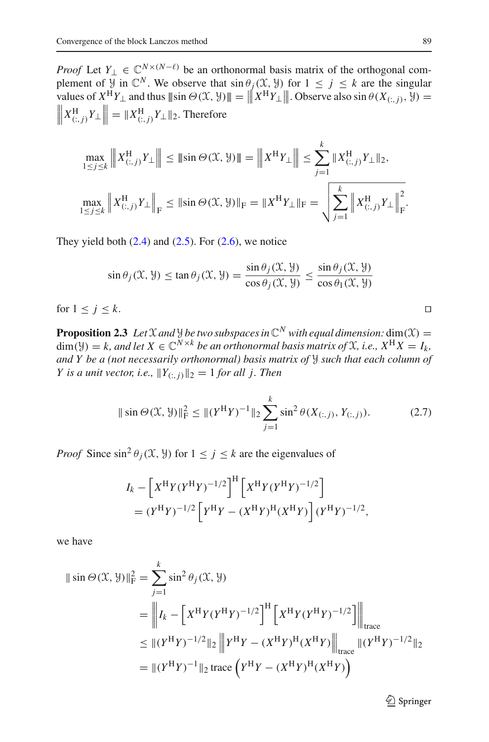*Proof* Let $Y_\perp \in \mathbb{C}^{N\times(N-\ell)}$ be an orthonormal basis matrix of the orthogonal complement of $\mathcal{Y}$ in $\mathbb{C}^N$. We observe that $\sin\theta_j(\mathcal{X},\mathcal{Y})$ for $1 \le j \le k$ are the singular values of $X^{\mathrm{H}}Y_\perp$ and thus $|||\sin\Theta(\mathcal{X},\mathcal{Y})||| = \left|\left|\left| X^{\mathrm{H}}Y_\perp \right|\right|\right|$. Observe also $\sin\theta(X_{(:,j)},\mathcal{Y}) = \left|\left|\left| X^{\mathrm{H}}_{(:,j)}Y_\perp \right|\right|\right| = \|X^{\mathrm{H}}_{(:,j)}Y_\perp\|_2$. Therefore

$$
\max_{1\le j\le k} \left|\left|\left| X^{\mathrm{H}}_{(:,j)}Y_\perp \right|\right|\right| \le |||\sin\Theta(\mathcal{X},\mathcal{Y})||| = \left|\left|\left| X^{\mathrm{H}}Y_\perp \right|\right|\right| \le \sum_{j=1}^{k} \|X^{\mathrm{H}}_{(:,j)}Y_\perp\|_2,
$$

$$
\max_{1\le j\le k} \left\| X^{\mathrm{H}}_{(:,j)}Y_\perp \right\|_{\mathrm{F}} \le \|\sin\Theta(\mathcal{X},\mathcal{Y})\|_{\mathrm{F}} = \|X^{\mathrm{H}}Y_\perp\|_{\mathrm{F}} = \sqrt{\sum_{j=1}^{k} \left\| X^{\mathrm{H}}_{(:,j)}Y_\perp \right\|_{\mathrm{F}}^2}.
$$

They yield both (2.4) and (2.5). For (2.6), we notice

$$
\sin\theta_j(\mathcal{X},\mathcal{Y}) \le \tan\theta_j(\mathcal{X},\mathcal{Y}) = \frac{\sin\theta_j(\mathcal{X},\mathcal{Y})}{\cos\theta_j(\mathcal{X},\mathcal{Y})} \le \frac{\sin\theta_j(\mathcal{X},\mathcal{Y})}{\cos\theta_1(\mathcal{X},\mathcal{Y})}
$$

for $1 \le j \le k$. $\square$

**Proposition 2.3** *Let $\mathcal{X}$ and $\mathcal{Y}$ be two subspaces in $\mathbb{C}^N$ with equal dimension: $\dim(\mathcal{X}) = \dim(\mathcal{Y}) = k$, and let $X \in \mathbb{C}^{N\times k}$ be an orthonormal basis matrix of $\mathcal{X}$, i.e., $X^{\mathrm{H}}X = I_k$, and $Y$ be a (not necessarily orthonormal) basis matrix of $\mathcal{Y}$ such that each column of $Y$ is a unit vector, i.e., $\|Y_{(:,j)}\|_2 = 1$ for all $j$. Then*

$$
\|\sin\Theta(\mathcal{X},\mathcal{Y})\|_{\mathrm{F}}^2 \le \|(Y^{\mathrm{H}}Y)^{-1}\|_2 \sum_{j=1}^{k} \sin^2\theta(X_{(:,j)},Y_{(:,j)}). \tag{2.7}
$$

*Proof* Since $\sin^2\theta_j(\mathcal{X},\mathcal{Y})$ for $1 \le j \le k$ are the eigenvalues of

$$
\begin{aligned}
I_k &- \left[X^{\mathrm{H}}Y(Y^{\mathrm{H}}Y)^{-1/2}\right]^{\mathrm{H}}\left[X^{\mathrm{H}}Y(Y^{\mathrm{H}}Y)^{-1/2}\right] \\
&= (Y^{\mathrm{H}}Y)^{-1/2}\left[Y^{\mathrm{H}}Y - (X^{\mathrm{H}}Y)^{\mathrm{H}}(X^{\mathrm{H}}Y)\right](Y^{\mathrm{H}}Y)^{-1/2},
\end{aligned}
$$

we have

$$
\begin{aligned}
\|\sin\Theta(\mathcal{X},\mathcal{Y})\|_{\mathrm{F}}^2 &= \sum_{j=1}^{k} \sin^2\theta_j(\mathcal{X},\mathcal{Y}) \\
&= \left\| I_k - \left[X^{\mathrm{H}}Y(Y^{\mathrm{H}}Y)^{-1/2}\right]^{\mathrm{H}}\left[X^{\mathrm{H}}Y(Y^{\mathrm{H}}Y)^{-1/2}\right] \right\|_{\mathrm{trace}} \\
&\le \|(Y^{\mathrm{H}}Y)^{-1/2}\|_2 \left\| Y^{\mathrm{H}}Y - (X^{\mathrm{H}}Y)^{\mathrm{H}}(X^{\mathrm{H}}Y) \right\|_{\mathrm{trace}} \|(Y^{\mathrm{H}}Y)^{-1/2}\|_2 \\
&= \|(Y^{\mathrm{H}}Y)^{-1}\|_2 \,\mathrm{trace}\left(Y^{\mathrm{H}}Y - (X^{\mathrm{H}}Y)^{\mathrm{H}}(X^{\mathrm{H}}Y)\right)
\end{aligned}
$$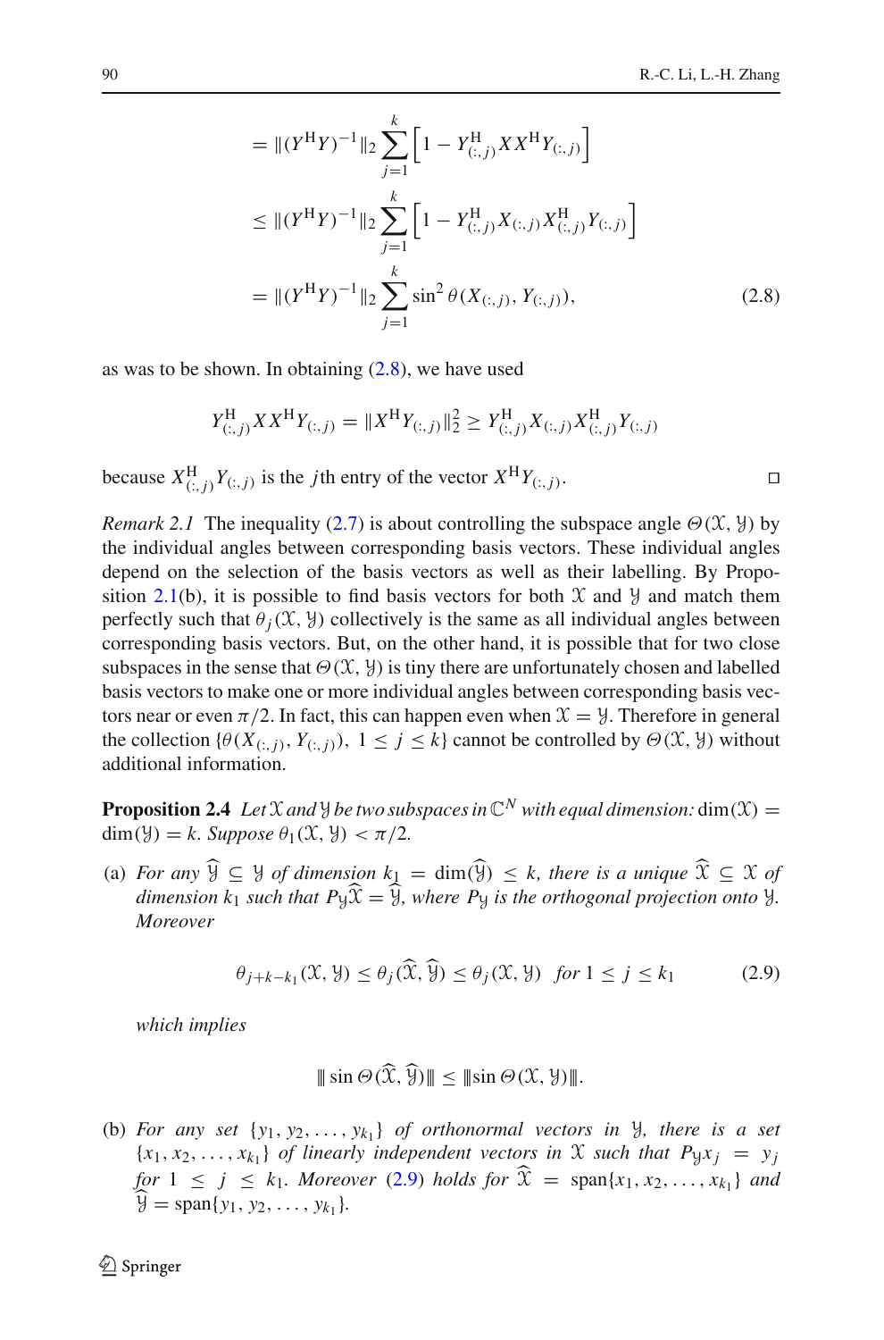$$
\begin{aligned}
&= \|(Y^{\mathrm{H}}Y)^{-1}\|_2 \sum_{j=1}^{k} \left[1 - Y_{(:,j)}^{\mathrm{H}} X X^{\mathrm{H}} Y_{(:,j)}\right] \\
&\le \|(Y^{\mathrm{H}}Y)^{-1}\|_2 \sum_{j=1}^{k} \left[1 - Y_{(:,j)}^{\mathrm{H}} X_{(:,j)} X_{(:,j)}^{\mathrm{H}} Y_{(:,j)}\right] \\
&= \|(Y^{\mathrm{H}}Y)^{-1}\|_2 \sum_{j=1}^{k} \sin^2 \theta(X_{(:,j)}, Y_{(:,j)}),
\end{aligned} \tag{2.8}
$$

as was to be shown. In obtaining (2.8), we have used

$$
Y_{(:,j)}^{\mathrm{H}} X X^{\mathrm{H}} Y_{(:,j)} = \|X^{\mathrm{H}} Y_{(:,j)}\|_2^2 \ge Y_{(:,j)}^{\mathrm{H}} X_{(:,j)} X_{(:,j)}^{\mathrm{H}} Y_{(:,j)}
$$

because $X_{(:,j)}^{\mathrm{H}} Y_{(:,j)}$ is the $j$th entry of the vector $X^{\mathrm{H}} Y_{(:,j)}$. □

*Remark 2.1* The inequality (2.7) is about controlling the subspace angle $\Theta(\mathcal{X}, \mathcal{Y})$ by the individual angles between corresponding basis vectors. These individual angles depend on the selection of the basis vectors as well as their labelling. By Proposition 2.1(b), it is possible to find basis vectors for both $\mathcal{X}$ and $\mathcal{Y}$ and match them perfectly such that $\theta_j(\mathcal{X}, \mathcal{Y})$ collectively is the same as all individual angles between corresponding basis vectors. But, on the other hand, it is possible that for two close subspaces in the sense that $\Theta(\mathcal{X}, \mathcal{Y})$ is tiny there are unfortunately chosen and labelled basis vectors to make one or more individual angles between corresponding basis vectors near or even $\pi/2$. In fact, this can happen even when $\mathcal{X} = \mathcal{Y}$. Therefore in general the collection $\{\theta(X_{(:,j)}, Y_{(:,j)}),\ 1 \le j \le k\}$ cannot be controlled by $\Theta(\mathcal{X}, \mathcal{Y})$ without additional information.

**Proposition 2.4** *Let $\mathcal{X}$ and $\mathcal{Y}$ be two subspaces in $\mathbb{C}^N$ with equal dimension:* $\dim(\mathcal{X}) = \dim(\mathcal{Y}) = k$. *Suppose $\theta_1(\mathcal{X}, \mathcal{Y}) < \pi/2$.*

(a) *For any $\widehat{\mathcal{Y}} \subseteq \mathcal{Y}$ of dimension $k_1 = \dim(\widehat{\mathcal{Y}}) \le k$, there is a unique $\widehat{\mathcal{X}} \subseteq \mathcal{X}$ of dimension $k_1$ such that $P_{\mathcal{Y}}\widehat{\mathcal{X}} = \widehat{\mathcal{Y}}$, where $P_{\mathcal{Y}}$ is the orthogonal projection onto $\mathcal{Y}$. Moreover*

$$
\theta_{j+k-k_1}(\mathcal{X}, \mathcal{Y}) \le \theta_j(\widehat{\mathcal{X}}, \widehat{\mathcal{Y}}) \le \theta_j(\mathcal{X}, \mathcal{Y}) \quad \text{for } 1 \le j \le k_1 \tag{2.9}
$$

*which implies*

$$
|\!|\!| \sin \Theta(\widehat{\mathcal{X}}, \widehat{\mathcal{Y}}) |\!|\!| \le |\!|\!| \sin \Theta(\mathcal{X}, \mathcal{Y}) |\!|\!|.
$$

(b) *For any set $\{y_1, y_2, \ldots, y_{k_1}\}$ of orthonormal vectors in $\mathcal{Y}$, there is a set $\{x_1, x_2, \ldots, x_{k_1}\}$ of linearly independent vectors in $\mathcal{X}$ such that $P_{\mathcal{Y}} x_j = y_j$ for $1 \le j \le k_1$. Moreover (2.9) holds for $\widehat{\mathcal{X}} = \mathrm{span}\{x_1, x_2, \ldots, x_{k_1}\}$ and $\widehat{\mathcal{Y}} = \mathrm{span}\{y_1, y_2, \ldots, y_{k_1}\}$.*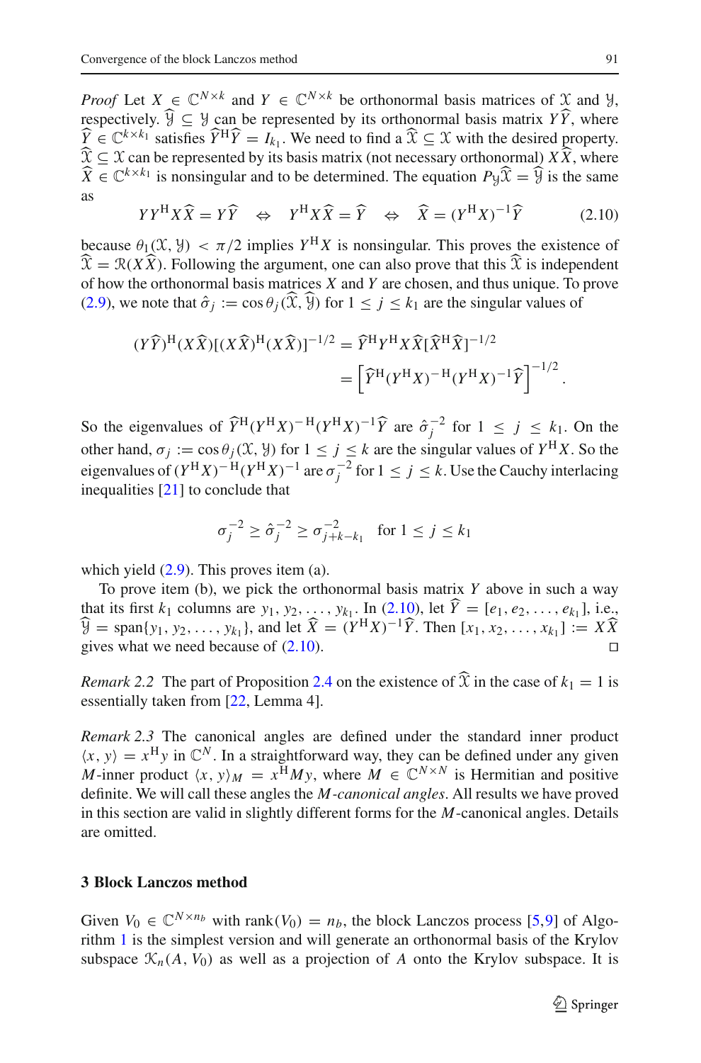*Proof* Let $X \in \mathbb{C}^{N\times k}$ and $Y \in \mathbb{C}^{N\times k}$ be orthonormal basis matrices of $\mathcal{X}$ and $\mathcal{Y}$, respectively. $\widehat{\mathcal{Y}} \subseteq \mathcal{Y}$ can be represented by its orthonormal basis matrix $Y\widehat{Y}$, where $\widehat{Y} \in \mathbb{C}^{k\times k_1}$ satisfies $\widehat{Y}^{\mathrm{H}}\widehat{Y} = I_{k_1}$. We need to find a $\widehat{\mathcal{X}} \subseteq \mathcal{X}$ with the desired property. $\widehat{\mathcal{X}} \subseteq \mathcal{X}$ can be represented by its basis matrix (not necessary orthonormal) $X\widehat{X}$, where $\widehat{X} \in \mathbb{C}^{k\times k_1}$ is nonsingular and to be determined. The equation $P_{\mathcal{Y}}\widehat{\mathcal{X}} = \widehat{\mathcal{Y}}$ is the same as

$$YY^{\mathrm{H}}X\widehat{X} = Y\widehat{Y} \quad \Leftrightarrow \quad Y^{\mathrm{H}}X\widehat{X} = \widehat{Y} \quad \Leftrightarrow \quad \widehat{X} = (Y^{\mathrm{H}}X)^{-1}\widehat{Y} \tag{2.10}$$

because $\theta_1(\mathcal{X},\mathcal{Y}) < \pi/2$ implies $Y^{\mathrm{H}}X$ is nonsingular. This proves the existence of $\widehat{\mathcal{X}} = \mathcal{R}(X\widehat{X})$. Following the argument, one can also prove that this $\widehat{\mathcal{X}}$ is independent of how the orthonormal basis matrices $X$ and $Y$ are chosen, and thus unique. To prove (2.9), we note that $\hat{\sigma}_j := \cos\theta_j(\widehat{\mathcal{X}},\widehat{\mathcal{Y}})$ for $1 \le j \le k_1$ are the singular values of

$$\begin{aligned}(Y\widehat{Y})^{\mathrm{H}}(X\widehat{X})[(X\widehat{X})^{\mathrm{H}}(X\widehat{X})]^{-1/2} &= \widehat{Y}^{\mathrm{H}}Y^{\mathrm{H}}X\widehat{X}[\widehat{X}^{\mathrm{H}}\widehat{X}]^{-1/2}\\ &= \left[\widehat{Y}^{\mathrm{H}}(Y^{\mathrm{H}}X)^{-\mathrm{H}}(Y^{\mathrm{H}}X)^{-1}\widehat{Y}\right]^{-1/2}.\end{aligned}$$

So the eigenvalues of $\widehat{Y}^{\mathrm{H}}(Y^{\mathrm{H}}X)^{-\mathrm{H}}(Y^{\mathrm{H}}X)^{-1}\widehat{Y}$ are $\hat{\sigma}_j^{-2}$ for $1 \le j \le k_1$. On the other hand, $\sigma_j := \cos\theta_j(\mathcal{X},\mathcal{Y})$ for $1 \le j \le k$ are the singular values of $Y^{\mathrm{H}}X$. So the eigenvalues of $(Y^{\mathrm{H}}X)^{-\mathrm{H}}(Y^{\mathrm{H}}X)^{-1}$ are $\sigma_j^{-2}$ for $1 \le j \le k$. Use the Cauchy interlacing inequalities [21] to conclude that

$$\sigma_j^{-2} \ge \hat{\sigma}_j^{-2} \ge \sigma_{j+k-k_1}^{-2} \quad \text{for } 1 \le j \le k_1$$

which yield (2.9). This proves item (a).

To prove item (b), we pick the orthonormal basis matrix $Y$ above in such a way that its first $k_1$ columns are $y_1, y_2, \ldots, y_{k_1}$. In (2.10), let $\widehat{Y} = [e_1, e_2, \ldots, e_{k_1}]$, i.e., $\widehat{\mathcal{Y}} = \mathrm{span}\{y_1, y_2, \ldots, y_{k_1}\}$, and let $\widehat{X} = (Y^{\mathrm{H}}X)^{-1}\widehat{Y}$. Then $[x_1, x_2, \ldots, x_{k_1}] := X\widehat{X}$ gives what we need because of (2.10). □

*Remark 2.2* The part of Proposition 2.4 on the existence of $\widehat{\mathcal{X}}$ in the case of $k_1 = 1$ is essentially taken from [22, Lemma 4].

*Remark 2.3* The canonical angles are defined under the standard inner product $\langle x, y\rangle = x^{\mathrm{H}}y$ in $\mathbb{C}^N$. In a straightforward way, they can be defined under any given $M$-inner product $\langle x, y\rangle_M = x^{\mathrm{H}}My$, where $M \in \mathbb{C}^{N\times N}$ is Hermitian and positive definite. We will call these angles the *$M$-canonical angles*. All results we have proved in this section are valid in slightly different forms for the $M$-canonical angles. Details are omitted.

## 3 Block Lanczos method

Given $V_0 \in \mathbb{C}^{N\times n_b}$ with $\mathrm{rank}(V_0) = n_b$, the block Lanczos process [5,9] of Algorithm 1 is the simplest version and will generate an orthonormal basis of the Krylov subspace $\mathcal{K}_n(A, V_0)$ as well as a projection of $A$ onto the Krylov subspace. It is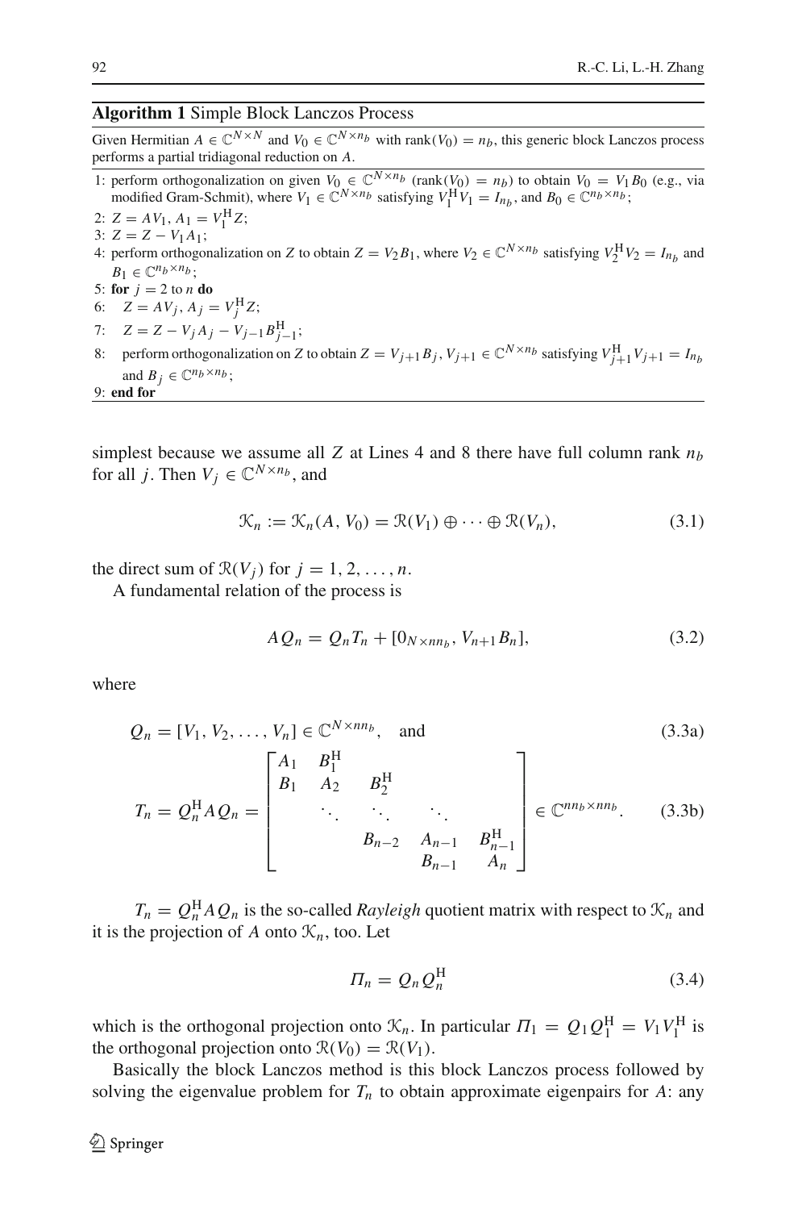**Algorithm 1** Simple Block Lanczos Process

Given Hermitian $A \in \mathbb{C}^{N\times N}$ and $V_0 \in \mathbb{C}^{N\times n_b}$ with $\operatorname{rank}(V_0) = n_b$, this generic block Lanczos process performs a partial tridiagonal reduction on $A$.

1: perform orthogonalization on given $V_0 \in \mathbb{C}^{N\times n_b}$ ($\operatorname{rank}(V_0) = n_b$) to obtain $V_0 = V_1 B_0$ (e.g., via modified Gram-Schmit), where $V_1 \in \mathbb{C}^{N\times n_b}$ satisfying $V_1^{\mathrm{H}} V_1 = I_{n_b}$, and $B_0 \in \mathbb{C}^{n_b\times n_b}$;
2: $Z = AV_1$, $A_1 = V_1^{\mathrm{H}} Z$;
3: $Z = Z - V_1 A_1$;
4: perform orthogonalization on $Z$ to obtain $Z = V_2 B_1$, where $V_2 \in \mathbb{C}^{N\times n_b}$ satisfying $V_2^{\mathrm{H}} V_2 = I_{n_b}$ and $B_1 \in \mathbb{C}^{n_b\times n_b}$;
5: **for** $j = 2$ to $n$ **do**
6: $\quad Z = AV_j$, $A_j = V_j^{\mathrm{H}} Z$;
7: $\quad Z = Z - V_j A_j - V_{j-1} B_{j-1}^{\mathrm{H}}$;
8: $\quad$ perform orthogonalization on $Z$ to obtain $Z = V_{j+1} B_j$, $V_{j+1} \in \mathbb{C}^{N\times n_b}$ satisfying $V_{j+1}^{\mathrm{H}} V_{j+1} = I_{n_b}$ and $B_j \in \mathbb{C}^{n_b\times n_b}$;
9: **end for**

simplest because we assume all $Z$ at Lines 4 and 8 there have full column rank $n_b$ for all $j$. Then $V_j \in \mathbb{C}^{N\times n_b}$, and

$$\mathcal{K}_n := \mathcal{K}_n(A, V_0) = \mathcal{R}(V_1) \oplus \cdots \oplus \mathcal{R}(V_n), \tag{3.1}$$

the direct sum of $\mathcal{R}(V_j)$ for $j = 1, 2, \ldots, n$.

A fundamental relation of the process is

$$AQ_n = Q_n T_n + [0_{N\times nn_b}, V_{n+1} B_n], \tag{3.2}$$

where

$$Q_n = [V_1, V_2, \ldots, V_n] \in \mathbb{C}^{N\times nn_b}, \quad \text{and} \tag{3.3a}$$

$$T_n = Q_n^{\mathrm{H}} A Q_n = \begin{bmatrix} A_1 & B_1^{\mathrm{H}} & & & \\ B_1 & A_2 & B_2^{\mathrm{H}} & & \\ & \ddots & \ddots & \ddots & \\ & & B_{n-2} & A_{n-1} & B_{n-1}^{\mathrm{H}} \\ & & & B_{n-1} & A_n \end{bmatrix} \in \mathbb{C}^{nn_b\times nn_b}. \tag{3.3b}$$

$T_n = Q_n^{\mathrm{H}} A Q_n$ is the so-called *Rayleigh* quotient matrix with respect to $\mathcal{K}_n$ and it is the projection of $A$ onto $\mathcal{K}_n$, too. Let

$$\Pi_n = Q_n Q_n^{\mathrm{H}} \tag{3.4}$$

which is the orthogonal projection onto $\mathcal{K}_n$. In particular $\Pi_1 = Q_1 Q_1^{\mathrm{H}} = V_1 V_1^{\mathrm{H}}$ is the orthogonal projection onto $\mathcal{R}(V_0) = \mathcal{R}(V_1)$.

Basically the block Lanczos method is this block Lanczos process followed by solving the eigenvalue problem for $T_n$ to obtain approximate eigenpairs for $A$: any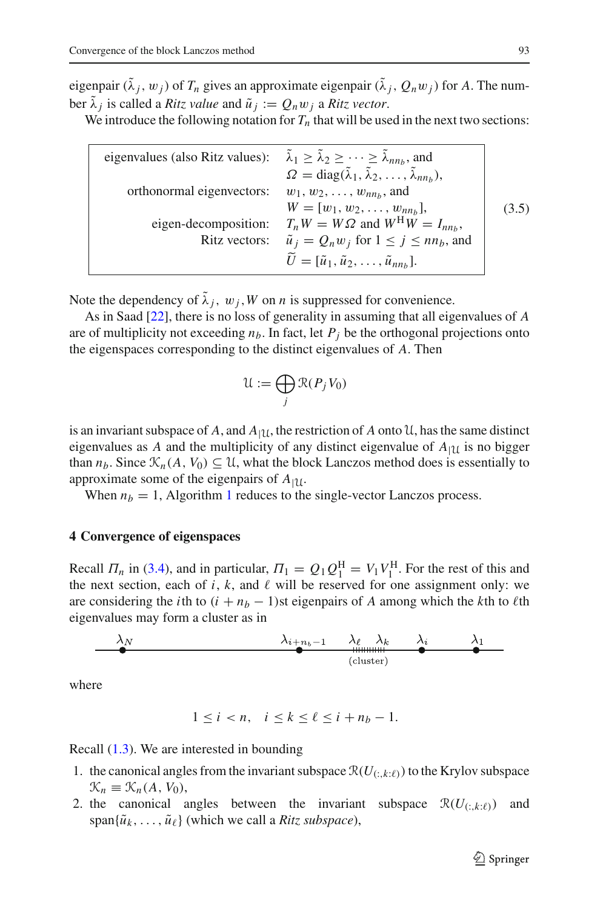eigenpair $(\tilde{\lambda}_j, w_j)$ of $T_n$ gives an approximate eigenpair $(\tilde{\lambda}_j, Q_n w_j)$ for $A$. The number $\tilde{\lambda}_j$ is called a *Ritz value* and $\tilde{u}_j := Q_n w_j$ a *Ritz vector*.

We introduce the following notation for $T_n$ that will be used in the next two sections:

$$
\begin{array}{rl}
\text{eigenvalues (also Ritz values):} & \tilde{\lambda}_1 \geq \tilde{\lambda}_2 \geq \cdots \geq \tilde{\lambda}_{nn_b}, \text{ and} \\
& \Omega = \operatorname{diag}(\tilde{\lambda}_1, \tilde{\lambda}_2, \ldots, \tilde{\lambda}_{nn_b}), \\
\text{orthonormal eigenvectors:} & w_1, w_2, \ldots, w_{nn_b}, \text{ and} \\
& W = [w_1, w_2, \ldots, w_{nn_b}], \\
\text{eigen-decomposition:} & T_n W = W\Omega \text{ and } W^{\mathrm{H}} W = I_{nn_b}, \\
\text{Ritz vectors:} & \tilde{u}_j = Q_n w_j \text{ for } 1 \leq j \leq nn_b, \text{ and} \\
& \widetilde{U} = [\tilde{u}_1, \tilde{u}_2, \ldots, \tilde{u}_{nn_b}].
\end{array}
\tag{3.5}
$$

Note the dependency of $\tilde{\lambda}_j$, $w_j, W$ on $n$ is suppressed for convenience.

As in Saad [22], there is no loss of generality in assuming that all eigenvalues of $A$ are of multiplicity not exceeding $n_b$. In fact, let $P_j$ be the orthogonal projections onto the eigenspaces corresponding to the distinct eigenvalues of $A$. Then

$$
\mathcal{U} := \bigoplus_j \mathcal{R}(P_j V_0)
$$

is an invariant subspace of $A$, and $A_{|\mathcal{U}}$, the restriction of $A$ onto $\mathcal{U}$, has the same distinct eigenvalues as $A$ and the multiplicity of any distinct eigenvalue of $A_{|\mathcal{U}}$ is no bigger than $n_b$. Since $\mathcal{K}_n(A, V_0) \subseteq \mathcal{U}$, what the block Lanczos method does is essentially to approximate some of the eigenpairs of $A_{|\mathcal{U}}$.

When $n_b = 1$, Algorithm 1 reduces to the single-vector Lanczos process.

## 4 Convergence of eigenspaces

Recall $\Pi_n$ in (3.4), and in particular, $\Pi_1 = Q_1 Q_1^{\mathrm{H}} = V_1 V_1^{\mathrm{H}}$. For the rest of this and the next section, each of $i$, $k$, and $\ell$ will be reserved for one assignment only: we are considering the $i$th to $(i + n_b - 1)$st eigenpairs of $A$ among which the $k$th to $\ell$th eigenvalues may form a cluster as in

$\lambda_N$ ——— $\lambda_{i+n_b-1}$ ——— $\lambda_\ell$ (cluster) $\lambda_k$ ——— $\lambda_i$ ——— $\lambda_1$

where

$$
1 \leq i < n, \quad i \leq k \leq \ell \leq i + n_b - 1.
$$

Recall (1.3). We are interested in bounding

1. the canonical angles from the invariant subspace $\mathcal{R}(U_{(:,k:\ell)})$ to the Krylov subspace $\mathcal{K}_n \equiv \mathcal{K}_n(A, V_0)$,
2. the canonical angles between the invariant subspace $\mathcal{R}(U_{(:,k:\ell)})$ and $\operatorname{span}\{\tilde{u}_k, \ldots, \tilde{u}_\ell\}$ (which we call a *Ritz subspace*),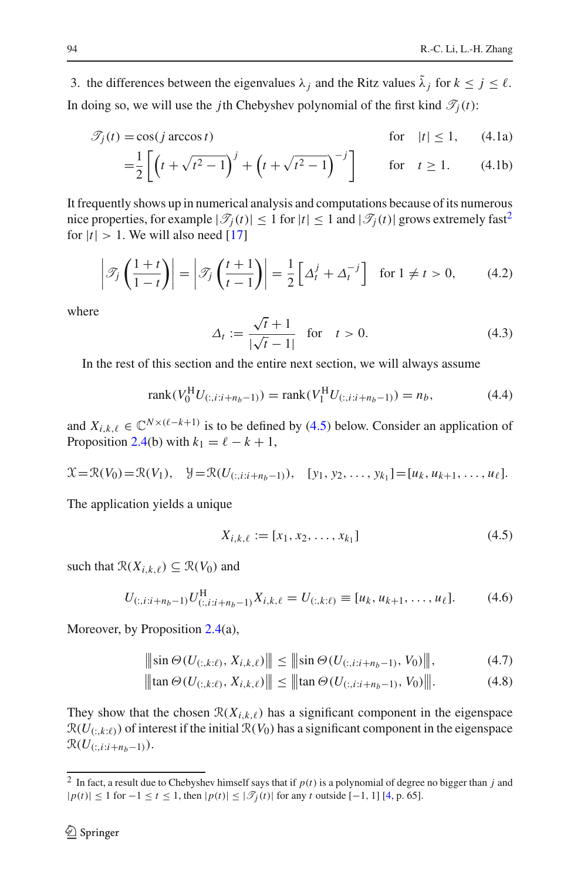3. the differences between the eigenvalues $\lambda_j$ and the Ritz values $\tilde{\lambda}_j$ for $k \le j \le \ell$.

In doing so, we will use the $j$th Chebyshev polynomial of the first kind $\mathscr{T}_j(t)$:

$$\mathscr{T}_j(t) = \cos(j \arccos t) \qquad \text{for} \quad |t| \le 1, \tag{4.1a}$$

$$= \frac{1}{2}\left[\left(t + \sqrt{t^2 - 1}\right)^j + \left(t + \sqrt{t^2 - 1}\right)^{-j}\right] \qquad \text{for} \quad t \ge 1. \tag{4.1b}$$

It frequently shows up in numerical analysis and computations because of its numerous nice properties, for example $|\mathscr{T}_j(t)| \le 1$ for $|t| \le 1$ and $|\mathscr{T}_j(t)|$ grows extremely fast[2] for $|t| > 1$. We will also need [17]

$$\left|\mathscr{T}_j\left(\frac{1+t}{1-t}\right)\right| = \left|\mathscr{T}_j\left(\frac{t+1}{t-1}\right)\right| = \frac{1}{2}\left[\Delta_t^j + \Delta_t^{-j}\right] \quad \text{for } 1 \ne t > 0, \tag{4.2}$$

where

$$\Delta_t := \frac{\sqrt{t} + 1}{|\sqrt{t} - 1|} \quad \text{for} \quad t > 0. \tag{4.3}$$

In the rest of this section and the entire next section, we will always assume

$$\operatorname{rank}(V_0^{\mathrm{H}} U_{(:,i:i+n_b-1)}) = \operatorname{rank}(V_1^{\mathrm{H}} U_{(:,i:i+n_b-1)}) = n_b, \tag{4.4}$$

and $X_{i,k,\ell} \in \mathbb{C}^{N \times (\ell - k + 1)}$ is to be defined by (4.5) below. Consider an application of Proposition 2.4(b) with $k_1 = \ell - k + 1$,

$$\mathcal{X} = \mathcal{R}(V_0) = \mathcal{R}(V_1), \quad \mathcal{Y} = \mathcal{R}(U_{(:,i:i+n_b-1)}), \quad [y_1, y_2, \ldots, y_{k_1}] = [u_k, u_{k+1}, \ldots, u_\ell].$$

The application yields a unique

$$X_{i,k,\ell} := [x_1, x_2, \ldots, x_{k_1}] \tag{4.5}$$

such that $\mathcal{R}(X_{i,k,\ell}) \subseteq \mathcal{R}(V_0)$ and

$$U_{(:,i:i+n_b-1)} U_{(:,i:i+n_b-1)}^{\mathrm{H}} X_{i,k,\ell} = U_{(:,k:\ell)} \equiv [u_k, u_{k+1}, \ldots, u_\ell]. \tag{4.6}$$

Moreover, by Proposition 2.4(a),

$$\left\|\sin \Theta(U_{(:,k:\ell)}, X_{i,k,\ell})\right\| \le \left\|\sin \Theta(U_{(:,i:i+n_b-1)}, V_0)\right\|, \tag{4.7}$$

$$\left\|\tan \Theta(U_{(:,k:\ell)}, X_{i,k,\ell})\right\| \le \left\|\tan \Theta(U_{(:,i:i+n_b-1)}, V_0)\right\|. \tag{4.8}$$

They show that the chosen $\mathcal{R}(X_{i,k,\ell})$ has a significant component in the eigenspace $\mathcal{R}(U_{(:,k:\ell)})$ of interest if the initial $\mathcal{R}(V_0)$ has a significant component in the eigenspace $\mathcal{R}(U_{(:,i:i+n_b-1)})$.

---

[2] In fact, a result due to Chebyshev himself says that if $p(t)$ is a polynomial of degree no bigger than $j$ and $|p(t)| \le 1$ for $-1 \le t \le 1$, then $|p(t)| \le |\mathscr{T}_j(t)|$ for any $t$ outside $[-1, 1]$ [4, p. 65].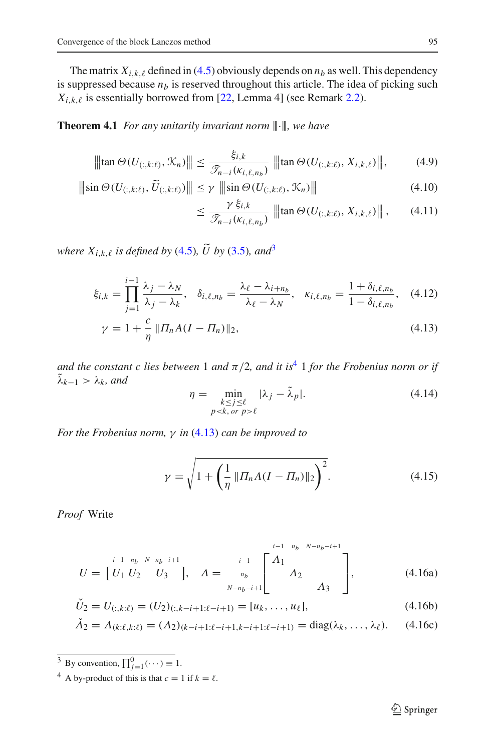The matrix $X_{i,k,\ell}$ defined in (4.5) obviously depends on $n_b$ as well. This dependency is suppressed because $n_b$ is reserved throughout this article. The idea of picking such $X_{i,k,\ell}$ is essentially borrowed from [22, Lemma 4] (see Remark 2.2).

**Theorem 4.1** *For any unitarily invariant norm $\|\!|\cdot|\!\|$, we have*

$$\|\!|\tan \Theta(U_{(:,k:\ell)}, \mathcal{K}_n)|\!\| \le \frac{\xi_{i,k}}{\mathscr{T}_{n-i}(\kappa_{i,\ell,n_b})} \, \|\!|\tan \Theta(U_{(:,k:\ell)}, X_{i,k,\ell})|\!\|, \tag{4.9}$$

$$\|\!|\sin \Theta(U_{(:,k:\ell)}, \widetilde{U}_{(:,k:\ell)})|\!\| \le \gamma \, \|\!|\sin \Theta(U_{(:,k:\ell)}, \mathcal{K}_n)|\!\| \tag{4.10}$$

$$\le \frac{\gamma \, \xi_{i,k}}{\mathscr{T}_{n-i}(\kappa_{i,\ell,n_b})} \, \|\!|\tan \Theta(U_{(:,k:\ell)}, X_{i,k,\ell})|\!\|, \tag{4.11}$$

*where $X_{i,k,\ell}$ is defined by (4.5), $\widetilde{U}$ by (3.5), and*[3]

$$\xi_{i,k} = \prod_{j=1}^{i-1} \frac{\lambda_j - \lambda_N}{\lambda_j - \lambda_k}, \quad \delta_{i,\ell,n_b} = \frac{\lambda_\ell - \lambda_{i+n_b}}{\lambda_\ell - \lambda_N}, \quad \kappa_{i,\ell,n_b} = \frac{1 + \delta_{i,\ell,n_b}}{1 - \delta_{i,\ell,n_b}}, \tag{4.12}$$

$$\gamma = 1 + \frac{c}{\eta} \|\Pi_n A (I - \Pi_n)\|_2, \tag{4.13}$$

*and the constant $c$ lies between 1 and $\pi/2$, and it is*[4] *1 for the Frobenius norm or if $\tilde{\lambda}_{k-1} > \lambda_k$, and*

$$\eta = \min_{\substack{k \le j \le \ell \\ p<k, \text{ or } p>\ell}} |\lambda_j - \tilde{\lambda}_p|. \tag{4.14}$$

*For the Frobenius norm, $\gamma$ in (4.13) can be improved to*

$$\gamma = \sqrt{1 + \left(\frac{1}{\eta} \|\Pi_n A (I - \Pi_n)\|_2\right)^2}. \tag{4.15}$$

*Proof* Write

$$U = \overset{\quad i-1 \;\; n_b \;\; N-n_b-i+1}{\left[\, U_1 \; U_2 \quad U_3 \,\right]}, \quad \Lambda = \begin{matrix} {\scriptstyle i-1} \\ {\scriptstyle n_b} \\ {\scriptstyle N-n_b-i+1} \end{matrix} \overset{\quad i-1 \quad n_b \quad N-n_b-i+1}{\begin{bmatrix} \Lambda_1 & & \\ & \Lambda_2 & \\ & & \Lambda_3 \end{bmatrix}}, \tag{4.16a}$$

$$\check{U}_2 = U_{(:,k:\ell)} = (U_2)_{(:,k-i+1:\ell-i+1)} = [u_k, \ldots, u_\ell], \tag{4.16b}$$

$$\check{\Lambda}_2 = \Lambda_{(k:\ell,k:\ell)} = (\Lambda_2)_{(k-i+1:\ell-i+1,k-i+1:\ell-i+1)} = \operatorname{diag}(\lambda_k, \ldots, \lambda_\ell). \tag{4.16c}$$

---

[3] By convention, $\prod_{j=1}^{0}(\cdots) \equiv 1$.

[4] A by-product of this is that $c = 1$ if $k = \ell$.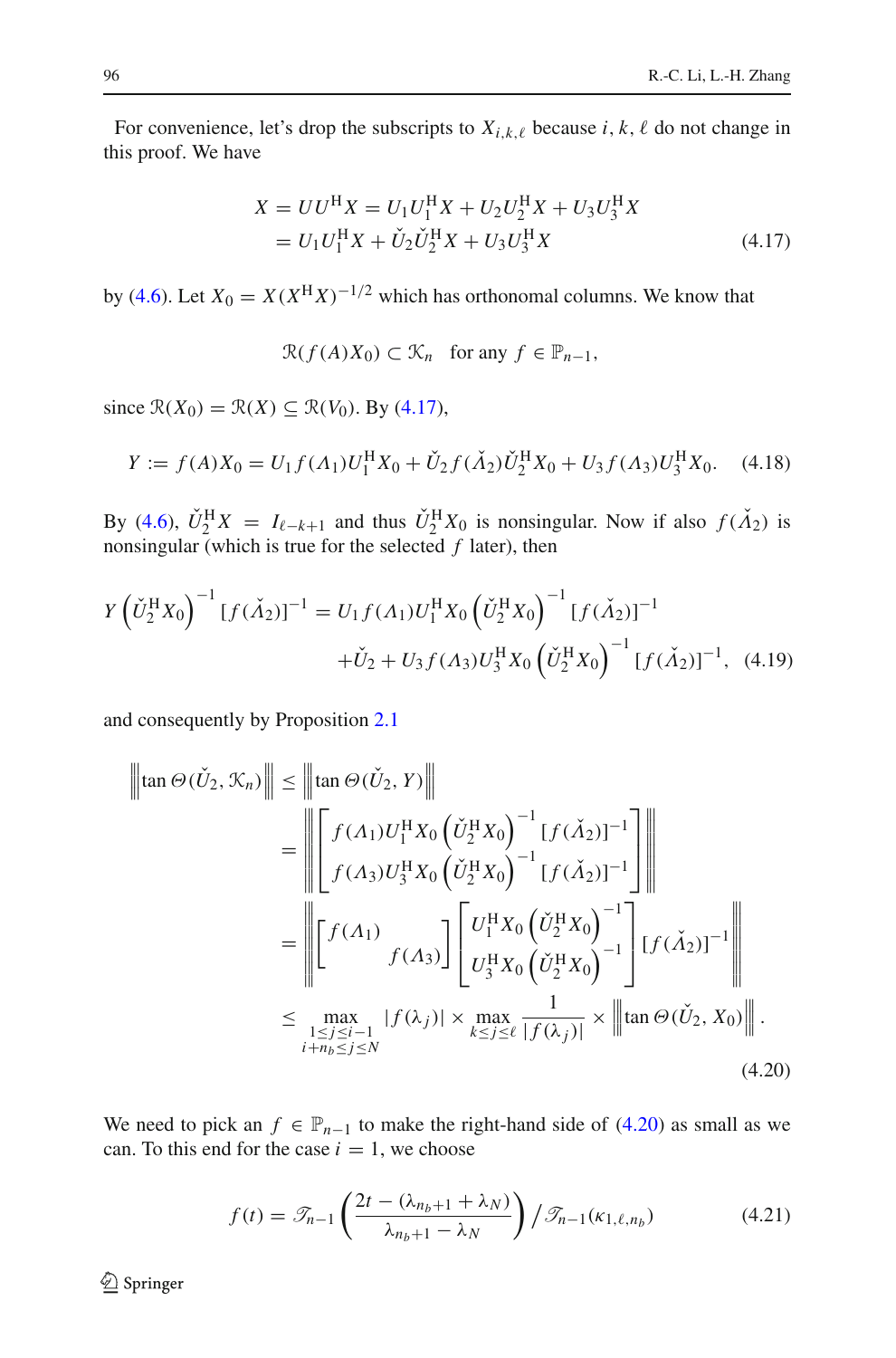For convenience, let's drop the subscripts to $X_{i,k,\ell}$ because $i, k, \ell$ do not change in this proof. We have

$$
\begin{aligned}
X &= UU^{\mathrm{H}}X = U_1U_1^{\mathrm{H}}X + U_2U_2^{\mathrm{H}}X + U_3U_3^{\mathrm{H}}X \\
&= U_1U_1^{\mathrm{H}}X + \check{U}_2\check{U}_2^{\mathrm{H}}X + U_3U_3^{\mathrm{H}}X
\end{aligned}
\tag{4.17}
$$

by (4.6). Let $X_0 = X(X^{\mathrm{H}}X)^{-1/2}$ which has orthonomal columns. We know that

$$
\mathcal{R}(f(A)X_0) \subset \mathcal{K}_n \quad \text{for any } f \in \mathbb{P}_{n-1},
$$

since $\mathcal{R}(X_0) = \mathcal{R}(X) \subseteq \mathcal{R}(V_0)$. By (4.17),

$$
Y := f(A)X_0 = U_1 f(\Lambda_1)U_1^{\mathrm{H}}X_0 + \check{U}_2 f(\check{\Lambda}_2)\check{U}_2^{\mathrm{H}}X_0 + U_3 f(\Lambda_3)U_3^{\mathrm{H}}X_0. \tag{4.18}
$$

By (4.6), $\check{U}_2^{\mathrm{H}}X = I_{\ell-k+1}$ and thus $\check{U}_2^{\mathrm{H}}X_0$ is nonsingular. Now if also $f(\check{\Lambda}_2)$ is nonsingular (which is true for the selected $f$ later), then

$$
\begin{aligned}
Y\left(\check{U}_2^{\mathrm{H}}X_0\right)^{-1}[f(\check{\Lambda}_2)]^{-1} &= U_1 f(\Lambda_1)U_1^{\mathrm{H}}X_0\left(\check{U}_2^{\mathrm{H}}X_0\right)^{-1}[f(\check{\Lambda}_2)]^{-1} \\
&\quad + \check{U}_2 + U_3 f(\Lambda_3)U_3^{\mathrm{H}}X_0\left(\check{U}_2^{\mathrm{H}}X_0\right)^{-1}[f(\check{\Lambda}_2)]^{-1},
\end{aligned}
\tag{4.19}
$$

and consequently by Proposition 2.1

$$
\begin{aligned}
\left\|\tan\Theta(\check{U}_2, \mathcal{K}_n)\right\| &\le \left\|\tan\Theta(\check{U}_2, Y)\right\| \\
&= \left\|\begin{bmatrix} f(\Lambda_1)U_1^{\mathrm{H}}X_0\left(\check{U}_2^{\mathrm{H}}X_0\right)^{-1}[f(\check{\Lambda}_2)]^{-1} \\ f(\Lambda_3)U_3^{\mathrm{H}}X_0\left(\check{U}_2^{\mathrm{H}}X_0\right)^{-1}[f(\check{\Lambda}_2)]^{-1} \end{bmatrix}\right\| \\
&= \left\|\begin{bmatrix} f(\Lambda_1) & \\ & f(\Lambda_3) \end{bmatrix}\begin{bmatrix} U_1^{\mathrm{H}}X_0\left(\check{U}_2^{\mathrm{H}}X_0\right)^{-1} \\ U_3^{\mathrm{H}}X_0\left(\check{U}_2^{\mathrm{H}}X_0\right)^{-1} \end{bmatrix}[f(\check{\Lambda}_2)]^{-1}\right\| \\
&\le \max_{\substack{1\le j\le i-1 \\ i+n_b\le j\le N}} |f(\lambda_j)| \times \max_{k\le j\le \ell}\frac{1}{|f(\lambda_j)|} \times \left\|\tan\Theta(\check{U}_2, X_0)\right\|.
\end{aligned}
\tag{4.20}
$$

We need to pick an $f \in \mathbb{P}_{n-1}$ to make the right-hand side of (4.20) as small as we can. To this end for the case $i = 1$, we choose

$$
f(t) = \mathscr{T}_{n-1}\left(\frac{2t - (\lambda_{n_b+1} + \lambda_N)}{\lambda_{n_b+1} - \lambda_N}\right) \Big/ \mathscr{T}_{n-1}(\kappa_{1,\ell,n_b}) \tag{4.21}
$$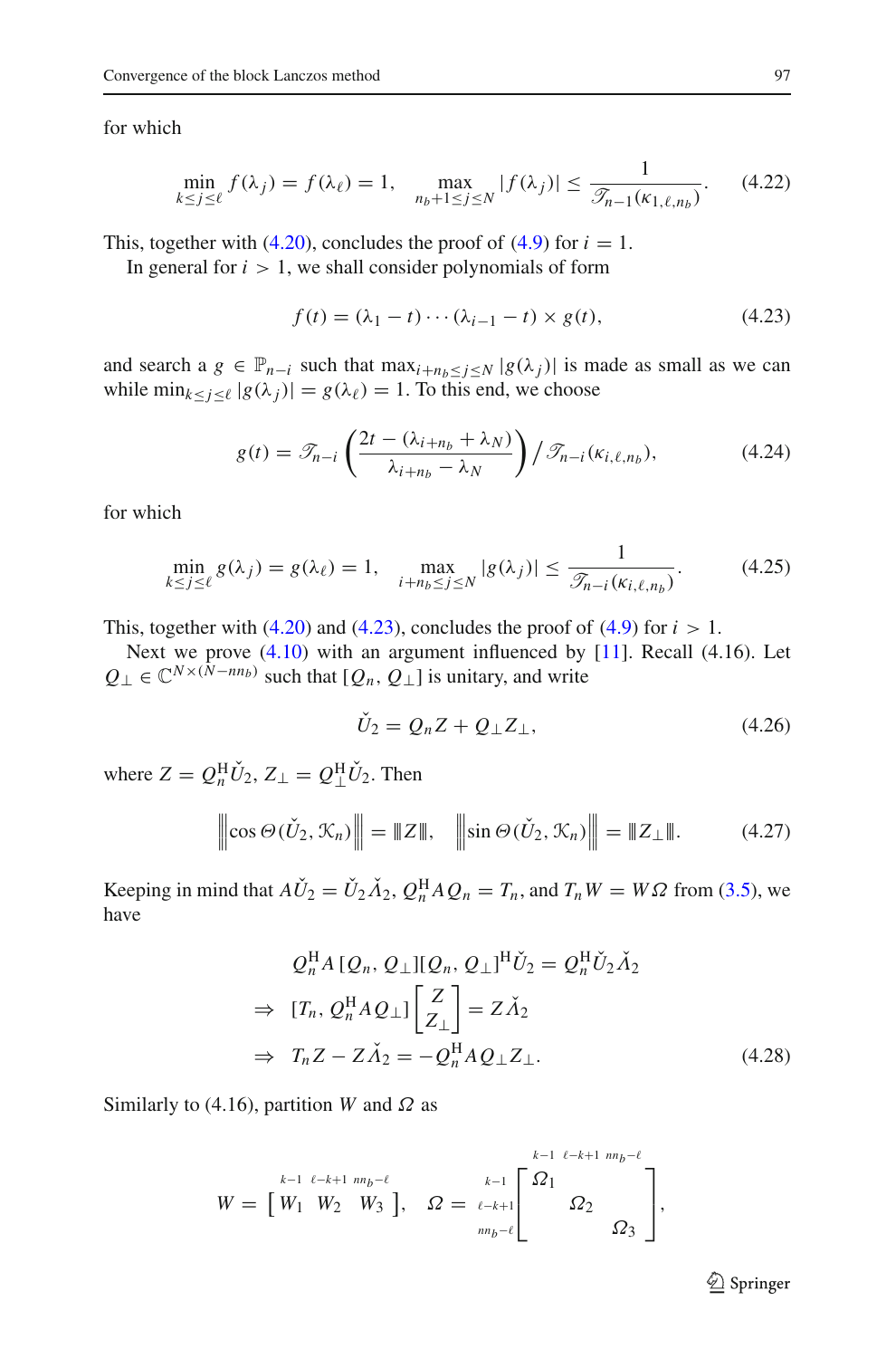for which

$$\min_{k \le j \le \ell} f(\lambda_j) = f(\lambda_\ell) = 1, \quad \max_{n_b+1 \le j \le N} |f(\lambda_j)| \le \frac{1}{\mathscr{T}_{n-1}(\kappa_{1,\ell,n_b})}. \tag{4.22}$$

This, together with (4.20), concludes the proof of (4.9) for $i = 1$.

In general for $i > 1$, we shall consider polynomials of form

$$f(t) = (\lambda_1 - t) \cdots (\lambda_{i-1} - t) \times g(t), \tag{4.23}$$

and search a $g \in \mathbb{P}_{n-i}$ such that $\max_{i+n_b \le j \le N} |g(\lambda_j)|$ is made as small as we can while $\min_{k \le j \le \ell} |g(\lambda_j)| = g(\lambda_\ell) = 1$. To this end, we choose

$$g(t) = \mathscr{T}_{n-i}\left(\frac{2t - (\lambda_{i+n_b} + \lambda_N)}{\lambda_{i+n_b} - \lambda_N}\right) \Big/ \mathscr{T}_{n-i}(\kappa_{i,\ell,n_b}), \tag{4.24}$$

for which

$$\min_{k \le j \le \ell} g(\lambda_j) = g(\lambda_\ell) = 1, \quad \max_{i+n_b \le j \le N} |g(\lambda_j)| \le \frac{1}{\mathscr{T}_{n-i}(\kappa_{i,\ell,n_b})}. \tag{4.25}$$

This, together with (4.20) and (4.23), concludes the proof of (4.9) for $i > 1$.

Next we prove (4.10) with an argument influenced by [11]. Recall (4.16). Let $Q_\perp \in \mathbb{C}^{N \times (N - nn_b)}$ such that $[Q_n, Q_\perp]$ is unitary, and write

$$\check{U}_2 = Q_n Z + Q_\perp Z_\perp, \tag{4.26}$$

where $Z = Q_n^{\mathrm{H}} \check{U}_2$, $Z_\perp = Q_\perp^{\mathrm{H}} \check{U}_2$. Then

$$\left|\!\left|\!\left| \cos \Theta(\check{U}_2, \mathcal{K}_n) \right|\!\right|\!\right| = |\!|\!| Z |\!|\!|, \quad \left|\!\left|\!\left| \sin \Theta(\check{U}_2, \mathcal{K}_n) \right|\!\right|\!\right| = |\!|\!| Z_\perp |\!|\!|. \tag{4.27}$$

Keeping in mind that $A\check{U}_2 = \check{U}_2 \check{\Lambda}_2$, $Q_n^{\mathrm{H}} A Q_n = T_n$, and $T_n W = W \Omega$ from (3.5), we have

$$\begin{aligned}
& Q_n^{\mathrm{H}} A \,[Q_n, Q_\perp][Q_n, Q_\perp]^{\mathrm{H}} \check{U}_2 = Q_n^{\mathrm{H}} \check{U}_2 \check{\Lambda}_2 \\
\Rightarrow\ & [T_n, Q_n^{\mathrm{H}} A Q_\perp] \begin{bmatrix} Z \\ Z_\perp \end{bmatrix} = Z \check{\Lambda}_2 \\
\Rightarrow\ & T_n Z - Z \check{\Lambda}_2 = -Q_n^{\mathrm{H}} A Q_\perp Z_\perp.
\end{aligned} \tag{4.28}$$

Similarly to (4.16), partition $W$ and $\Omega$ as

$$W = \overset{\begin{matrix} \scriptstyle k-1 & \scriptstyle \ell-k+1 & \scriptstyle nn_b-\ell \end{matrix}}{\begin{bmatrix} W_1 & W_2 & W_3 \end{bmatrix}}, \quad \Omega = \begin{matrix} \scriptstyle k-1 \\ \scriptstyle \ell-k+1 \\ \scriptstyle nn_b-\ell \end{matrix} \overset{\begin{matrix} \scriptstyle k-1 & \scriptstyle \ell-k+1 & \scriptstyle nn_b-\ell \end{matrix}}{\begin{bmatrix} \Omega_1 & & \\ & \Omega_2 & \\ & & \Omega_3 \end{bmatrix}},$$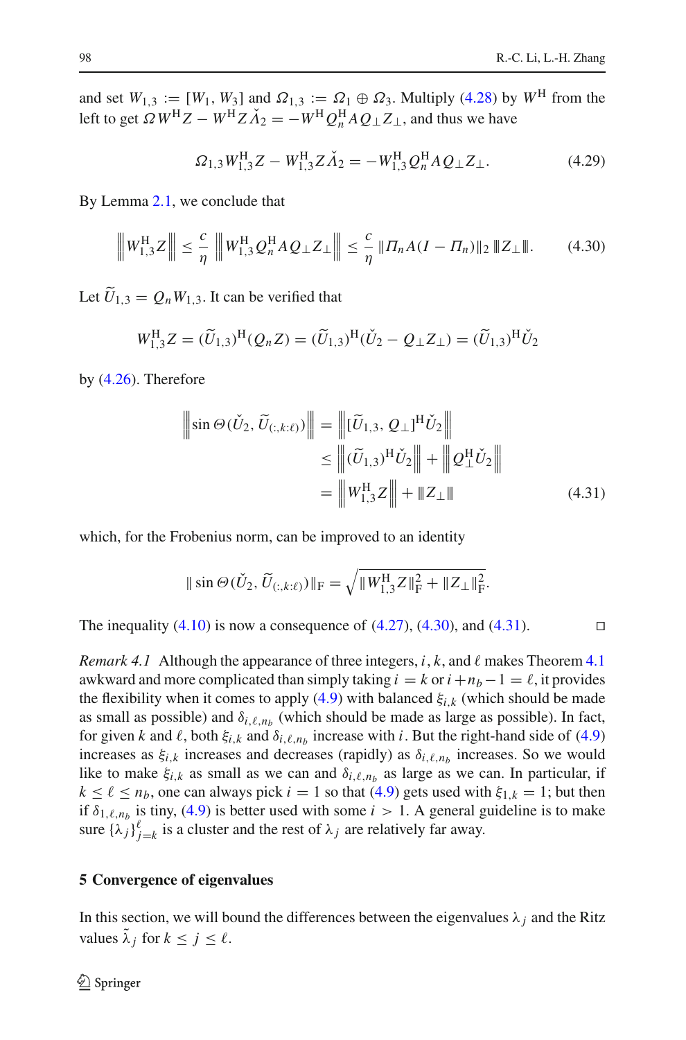and set $W_{1,3} := [W_1, W_3]$ and $\Omega_{1,3} := \Omega_1 \oplus \Omega_3$. Multiply (4.28) by $W^{\mathrm{H}}$ from the left to get $\Omega W^{\mathrm{H}} Z - W^{\mathrm{H}} Z \check{\Lambda}_2 = -W^{\mathrm{H}} Q_n^{\mathrm{H}} A Q_{\perp} Z_{\perp}$, and thus we have

$$\Omega_{1,3} W_{1,3}^{\mathrm{H}} Z - W_{1,3}^{\mathrm{H}} Z \check{\Lambda}_2 = -W_{1,3}^{\mathrm{H}} Q_n^{\mathrm{H}} A Q_{\perp} Z_{\perp}. \tag{4.29}$$

By Lemma 2.1, we conclude that

$$\left\| W_{1,3}^{\mathrm{H}} Z \right\| \le \frac{c}{\eta} \left\| W_{1,3}^{\mathrm{H}} Q_n^{\mathrm{H}} A Q_{\perp} Z_{\perp} \right\| \le \frac{c}{\eta} \| \Pi_n A (I - \Pi_n) \|_2 \, \| Z_{\perp} \|. \tag{4.30}$$

Let $\widetilde{U}_{1,3} = Q_n W_{1,3}$. It can be verified that

$$W_{1,3}^{\mathrm{H}} Z = (\widetilde{U}_{1,3})^{\mathrm{H}} (Q_n Z) = (\widetilde{U}_{1,3})^{\mathrm{H}} (\check{U}_2 - Q_{\perp} Z_{\perp}) = (\widetilde{U}_{1,3})^{\mathrm{H}} \check{U}_2$$

by (4.26). Therefore

$$\begin{aligned}
\left\| \sin \Theta(\check{U}_2, \widetilde{U}_{(:,k:\ell)}) \right\| &= \left\| [\widetilde{U}_{1,3}, Q_{\perp}]^{\mathrm{H}} \check{U}_2 \right\| \\
&\le \left\| (\widetilde{U}_{1,3})^{\mathrm{H}} \check{U}_2 \right\| + \left\| Q_{\perp}^{\mathrm{H}} \check{U}_2 \right\| \\
&= \left\| W_{1,3}^{\mathrm{H}} Z \right\| + \| Z_{\perp} \|
\end{aligned} \tag{4.31}$$

which, for the Frobenius norm, can be improved to an identity

$$\| \sin \Theta(\check{U}_2, \widetilde{U}_{(:,k:\ell)}) \|_{\mathrm{F}} = \sqrt{\| W_{1,3}^{\mathrm{H}} Z \|_{\mathrm{F}}^2 + \| Z_{\perp} \|_{\mathrm{F}}^2}.$$

The inequality (4.10) is now a consequence of (4.27), (4.30), and (4.31). □

*Remark 4.1* Although the appearance of three integers, $i$, $k$, and $\ell$ makes Theorem 4.1 awkward and more complicated than simply taking $i = k$ or $i + n_b - 1 = \ell$, it provides the flexibility when it comes to apply (4.9) with balanced $\xi_{i,k}$ (which should be made as small as possible) and $\delta_{i,\ell,n_b}$ (which should be made as large as possible). In fact, for given $k$ and $\ell$, both $\xi_{i,k}$ and $\delta_{i,\ell,n_b}$ increase with $i$. But the right-hand side of (4.9) increases as $\xi_{i,k}$ increases and decreases (rapidly) as $\delta_{i,\ell,n_b}$ increases. So we would like to make $\xi_{i,k}$ as small as we can and $\delta_{i,\ell,n_b}$ as large as we can. In particular, if $k \le \ell \le n_b$, one can always pick $i = 1$ so that (4.9) gets used with $\xi_{1,k} = 1$; but then if $\delta_{1,\ell,n_b}$ is tiny, (4.9) is better used with some $i > 1$. A general guideline is to make sure $\{\lambda_j\}_{j=k}^{\ell}$ is a cluster and the rest of $\lambda_j$ are relatively far away.

## 5 Convergence of eigenvalues

In this section, we will bound the differences between the eigenvalues $\lambda_j$ and the Ritz values $\tilde{\lambda}_j$ for $k \le j \le \ell$.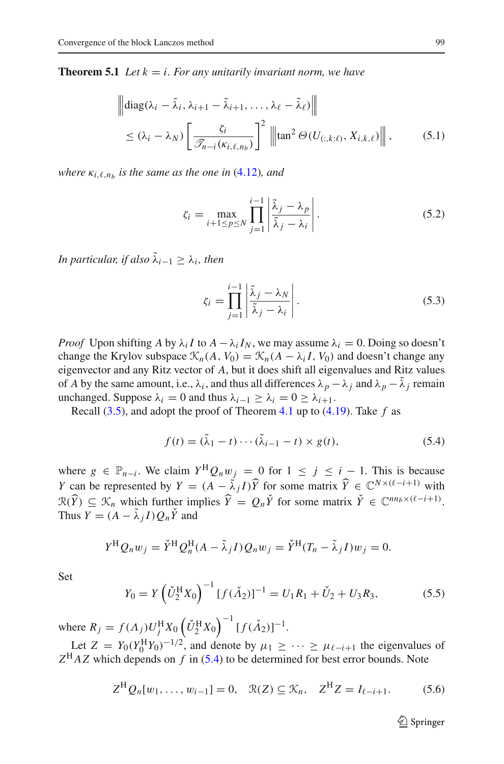**Theorem 5.1** *Let $k = i$. For any unitarily invariant norm, we have*

$$\left\|\left|\operatorname{diag}(\lambda_i - \tilde{\lambda}_i, \lambda_{i+1} - \tilde{\lambda}_{i+1}, \ldots, \lambda_\ell - \tilde{\lambda}_\ell)\right|\right\|$$
$$\leq (\lambda_i - \lambda_N)\left[\frac{\zeta_i}{\mathscr{T}_{n-i}(\kappa_{i,\ell,n_b})}\right]^2 \left\|\left|\tan^2 \Theta(U_{(:,k:\ell)}, X_{i,k,\ell})\right|\right\|, \tag{5.1}$$

*where $\kappa_{i,\ell,n_b}$ is the same as the one in (4.12), and*

$$\zeta_i = \max_{i+1 \leq p \leq N} \prod_{j=1}^{i-1} \left|\frac{\tilde{\lambda}_j - \lambda_p}{\tilde{\lambda}_j - \lambda_i}\right|. \tag{5.2}$$

*In particular, if also $\tilde{\lambda}_{i-1} \geq \lambda_i$, then*

$$\zeta_i = \prod_{j=1}^{i-1} \left|\frac{\tilde{\lambda}_j - \lambda_N}{\tilde{\lambda}_j - \lambda_i}\right|. \tag{5.3}$$

*Proof* Upon shifting $A$ by $\lambda_i I$ to $A - \lambda_i I_N$, we may assume $\lambda_i = 0$. Doing so doesn't change the Krylov subspace $\mathcal{K}_n(A, V_0) = \mathcal{K}_n(A - \lambda_i I, V_0)$ and doesn't change any eigenvector and any Ritz vector of $A$, but it does shift all eigenvalues and Ritz values of $A$ by the same amount, i.e., $\lambda_i$, and thus all differences $\lambda_p - \lambda_j$ and $\lambda_p - \tilde{\lambda}_j$ remain unchanged. Suppose $\lambda_i = 0$ and thus $\lambda_{i-1} \geq \lambda_i = 0 \geq \lambda_{i+1}$.

Recall (3.5), and adopt the proof of Theorem 4.1 up to (4.19). Take $f$ as

$$f(t) = (\tilde{\lambda}_1 - t) \cdots (\tilde{\lambda}_{i-1} - t) \times g(t), \tag{5.4}$$

where $g \in \mathbb{P}_{n-i}$. We claim $Y^{\mathrm{H}} Q_n w_j = 0$ for $1 \leq j \leq i-1$. This is because $Y$ can be represented by $Y = (A - \tilde{\lambda}_j I)\widehat{Y}$ for some matrix $\widehat{Y} \in \mathbb{C}^{N \times (\ell-i+1)}$ with $\mathcal{R}(\widehat{Y}) \subseteq \mathcal{K}_n$ which further implies $\widehat{Y} = Q_n \check{Y}$ for some matrix $\check{Y} \in \mathbb{C}^{nn_b \times (\ell-i+1)}$. Thus $Y = (A - \tilde{\lambda}_j I) Q_n \check{Y}$ and

$$Y^{\mathrm{H}} Q_n w_j = \check{Y}^{\mathrm{H}} Q_n^{\mathrm{H}} (A - \tilde{\lambda}_j I) Q_n w_j = \check{Y}^{\mathrm{H}} (T_n - \tilde{\lambda}_j I) w_j = 0.$$

Set

$$Y_0 = Y \left(\check{U}_2^{\mathrm{H}} X_0\right)^{-1} [f(\check{\Lambda}_2)]^{-1} = U_1 R_1 + \check{U}_2 + U_3 R_3, \tag{5.5}$$

where $R_j = f(\Lambda_j) U_j^{\mathrm{H}} X_0 \left(\check{U}_2^{\mathrm{H}} X_0\right)^{-1} [f(\check{\Lambda}_2)]^{-1}$.

Let $Z = Y_0 (Y_0^{\mathrm{H}} Y_0)^{-1/2}$, and denote by $\mu_1 \geq \cdots \geq \mu_{\ell-i+1}$ the eigenvalues of $Z^{\mathrm{H}} A Z$ which depends on $f$ in (5.4) to be determined for best error bounds. Note

$$Z^{\mathrm{H}} Q_n [w_1, \ldots, w_{i-1}] = 0, \quad \mathcal{R}(Z) \subseteq \mathcal{K}_n, \quad Z^{\mathrm{H}} Z = I_{\ell-i+1}. \tag{5.6}$$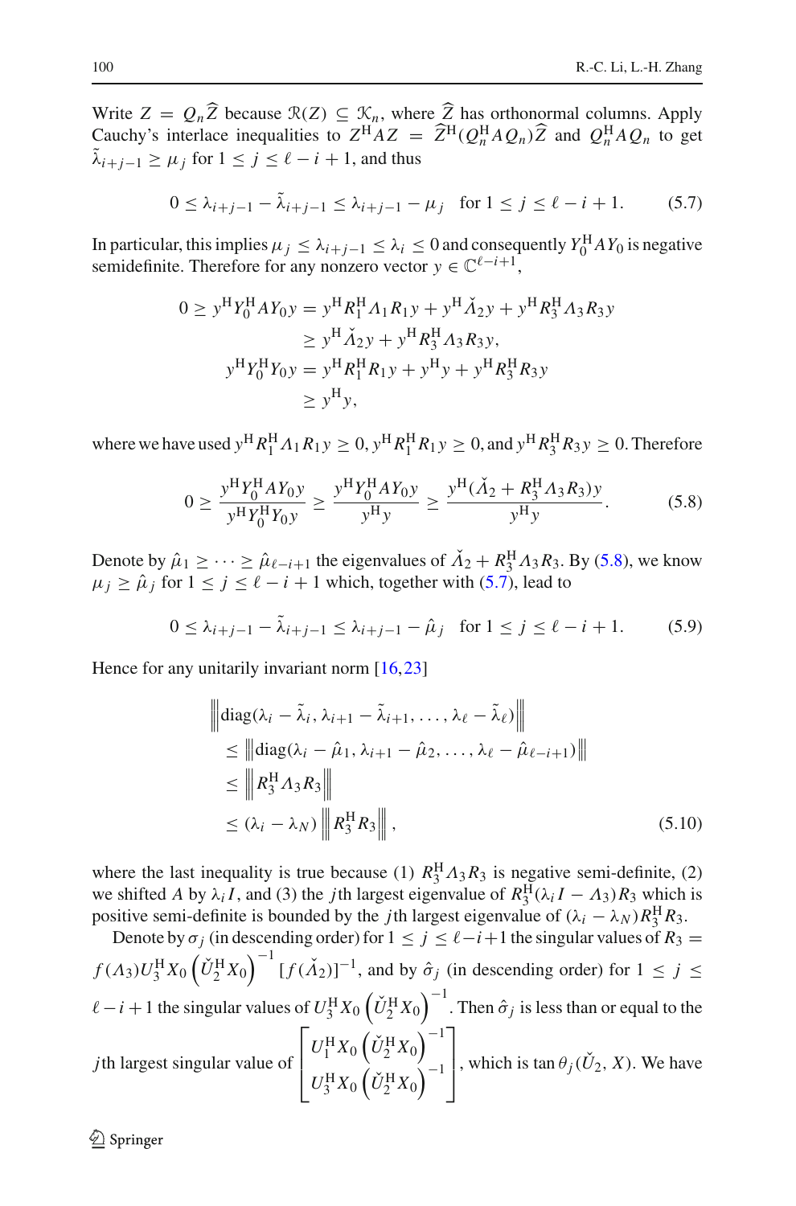Write $Z = Q_n \widehat{Z}$ because $\mathcal{R}(Z) \subseteq \mathcal{K}_n$, where $\widehat{Z}$ has orthonormal columns. Apply Cauchy's interlace inequalities to $Z^{\mathrm{H}} A Z = \widehat{Z}^{\mathrm{H}}(Q_n^{\mathrm{H}} A Q_n)\widehat{Z}$ and $Q_n^{\mathrm{H}} A Q_n$ to get $\tilde{\lambda}_{i+j-1} \geq \mu_j$ for $1 \leq j \leq \ell - i + 1$, and thus

$$0 \leq \lambda_{i+j-1} - \tilde{\lambda}_{i+j-1} \leq \lambda_{i+j-1} - \mu_j \quad \text{for } 1 \leq j \leq \ell - i + 1. \tag{5.7}$$

In particular, this implies $\mu_j \leq \lambda_{i+j-1} \leq \lambda_i \leq 0$ and consequently $Y_0^{\mathrm{H}} A Y_0$ is negative semidefinite. Therefore for any nonzero vector $y \in \mathbb{C}^{\ell-i+1}$,

$$\begin{aligned}
0 \geq y^{\mathrm{H}} Y_0^{\mathrm{H}} A Y_0 y &= y^{\mathrm{H}} R_1^{\mathrm{H}} \Lambda_1 R_1 y + y^{\mathrm{H}} \check{\Lambda}_2 y + y^{\mathrm{H}} R_3^{\mathrm{H}} \Lambda_3 R_3 y \\
&\geq y^{\mathrm{H}} \check{\Lambda}_2 y + y^{\mathrm{H}} R_3^{\mathrm{H}} \Lambda_3 R_3 y, \\
y^{\mathrm{H}} Y_0^{\mathrm{H}} Y_0 y &= y^{\mathrm{H}} R_1^{\mathrm{H}} R_1 y + y^{\mathrm{H}} y + y^{\mathrm{H}} R_3^{\mathrm{H}} R_3 y \\
&\geq y^{\mathrm{H}} y,
\end{aligned}$$

where we have used $y^{\mathrm{H}} R_1^{\mathrm{H}} \Lambda_1 R_1 y \geq 0$, $y^{\mathrm{H}} R_1^{\mathrm{H}} R_1 y \geq 0$, and $y^{\mathrm{H}} R_3^{\mathrm{H}} R_3 y \geq 0$. Therefore

$$0 \geq \frac{y^{\mathrm{H}} Y_0^{\mathrm{H}} A Y_0 y}{y^{\mathrm{H}} Y_0^{\mathrm{H}} Y_0 y} \geq \frac{y^{\mathrm{H}} Y_0^{\mathrm{H}} A Y_0 y}{y^{\mathrm{H}} y} \geq \frac{y^{\mathrm{H}} (\check{\Lambda}_2 + R_3^{\mathrm{H}} \Lambda_3 R_3) y}{y^{\mathrm{H}} y}. \tag{5.8}$$

Denote by $\hat{\mu}_1 \geq \cdots \geq \hat{\mu}_{\ell-i+1}$ the eigenvalues of $\check{\Lambda}_2 + R_3^{\mathrm{H}} \Lambda_3 R_3$. By (5.8), we know $\mu_j \geq \hat{\mu}_j$ for $1 \leq j \leq \ell - i + 1$ which, together with (5.7), lead to

$$0 \leq \lambda_{i+j-1} - \tilde{\lambda}_{i+j-1} \leq \lambda_{i+j-1} - \hat{\mu}_j \quad \text{for } 1 \leq j \leq \ell - i + 1. \tag{5.9}$$

Hence for any unitarily invariant norm [16,23]

$$\begin{aligned}
&\left\| \operatorname{diag}(\lambda_i - \tilde{\lambda}_i, \lambda_{i+1} - \tilde{\lambda}_{i+1}, \ldots, \lambda_\ell - \tilde{\lambda}_\ell) \right\| \\
&\quad \leq \left\| \operatorname{diag}(\lambda_i - \hat{\mu}_1, \lambda_{i+1} - \hat{\mu}_2, \ldots, \lambda_\ell - \hat{\mu}_{\ell-i+1}) \right\| \\
&\quad \leq \left\| R_3^{\mathrm{H}} \Lambda_3 R_3 \right\| \\
&\quad \leq (\lambda_i - \lambda_N) \left\| R_3^{\mathrm{H}} R_3 \right\|,
\end{aligned} \tag{5.10}$$

where the last inequality is true because (1) $R_3^{\mathrm{H}} \Lambda_3 R_3$ is negative semi-definite, (2) we shifted $A$ by $\lambda_i I$, and (3) the $j$th largest eigenvalue of $R_3^{\mathrm{H}}(\lambda_i I - \Lambda_3) R_3$ which is positive semi-definite is bounded by the $j$th largest eigenvalue of $(\lambda_i - \lambda_N) R_3^{\mathrm{H}} R_3$.

Denote by $\sigma_j$ (in descending order) for $1 \leq j \leq \ell - i + 1$ the singular values of $R_3 = f(\Lambda_3) U_3^{\mathrm{H}} X_0 \left(\check{U}_2^{\mathrm{H}} X_0\right)^{-1} [f(\check{\Lambda}_2)]^{-1}$, and by $\hat{\sigma}_j$ (in descending order) for $1 \leq j \leq \ell - i + 1$ the singular values of $U_3^{\mathrm{H}} X_0 \left(\check{U}_2^{\mathrm{H}} X_0\right)^{-1}$. Then $\hat{\sigma}_j$ is less than or equal to the $j$th largest singular value of $\begin{bmatrix} U_1^{\mathrm{H}} X_0 \left(\check{U}_2^{\mathrm{H}} X_0\right)^{-1} \\ U_3^{\mathrm{H}} X_0 \left(\check{U}_2^{\mathrm{H}} X_0\right)^{-1} \end{bmatrix}$, which is $\tan \theta_j(\check{U}_2, X)$. We have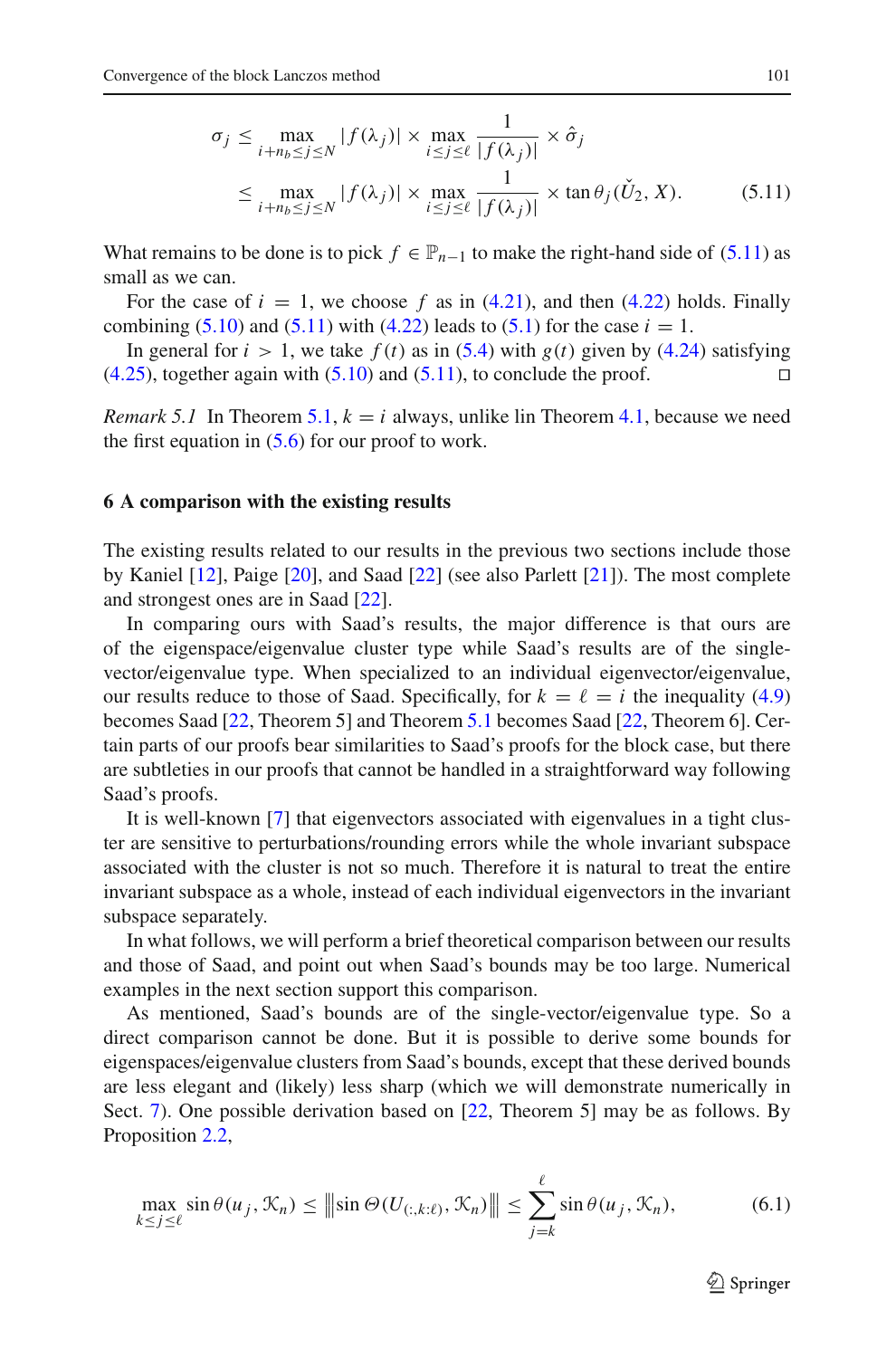$$
\begin{aligned}
\sigma_j &\le \max_{i+n_b \le j \le N} |f(\lambda_j)| \times \max_{i \le j \le \ell} \frac{1}{|f(\lambda_j)|} \times \hat{\sigma}_j \\
&\le \max_{i+n_b \le j \le N} |f(\lambda_j)| \times \max_{i \le j \le \ell} \frac{1}{|f(\lambda_j)|} \times \tan\theta_j(\check{U}_2, X). \qquad (5.11)
\end{aligned}
$$

What remains to be done is to pick $f \in \mathbb{P}_{n-1}$ to make the right-hand side of (5.11) as small as we can.

For the case of $i = 1$, we choose $f$ as in (4.21), and then (4.22) holds. Finally combining (5.10) and (5.11) with (4.22) leads to (5.1) for the case $i = 1$.

In general for $i > 1$, we take $f(t)$ as in (5.4) with $g(t)$ given by (4.24) satisfying (4.25), together again with (5.10) and (5.11), to conclude the proof. □

*Remark 5.1* In Theorem 5.1, $k = i$ always, unlike lin Theorem 4.1, because we need the first equation in (5.6) for our proof to work.

## 6 A comparison with the existing results

The existing results related to our results in the previous two sections include those by Kaniel [12], Paige [20], and Saad [22] (see also Parlett [21]). The most complete and strongest ones are in Saad [22].

In comparing ours with Saad's results, the major difference is that ours are of the eigenspace/eigenvalue cluster type while Saad's results are of the single-vector/eigenvalue type. When specialized to an individual eigenvector/eigenvalue, our results reduce to those of Saad. Specifically, for $k = \ell = i$ the inequality (4.9) becomes Saad [22, Theorem 5] and Theorem 5.1 becomes Saad [22, Theorem 6]. Certain parts of our proofs bear similarities to Saad's proofs for the block case, but there are subtleties in our proofs that cannot be handled in a straightforward way following Saad's proofs.

It is well-known [7] that eigenvectors associated with eigenvalues in a tight cluster are sensitive to perturbations/rounding errors while the whole invariant subspace associated with the cluster is not so much. Therefore it is natural to treat the entire invariant subspace as a whole, instead of each individual eigenvectors in the invariant subspace separately.

In what follows, we will perform a brief theoretical comparison between our results and those of Saad, and point out when Saad's bounds may be too large. Numerical examples in the next section support this comparison.

As mentioned, Saad's bounds are of the single-vector/eigenvalue type. So a direct comparison cannot be done. But it is possible to derive some bounds for eigenspaces/eigenvalue clusters from Saad's bounds, except that these derived bounds are less elegant and (likely) less sharp (which we will demonstrate numerically in Sect. 7). One possible derivation based on [22, Theorem 5] may be as follows. By Proposition 2.2,

$$
\max_{k \le j \le \ell} \sin\theta(u_j, \mathcal{K}_n) \le \left\| \sin\Theta(U_{(:,k:\ell)}, \mathcal{K}_n) \right\| \le \sum_{j=k}^{\ell} \sin\theta(u_j, \mathcal{K}_n), \qquad (6.1)
$$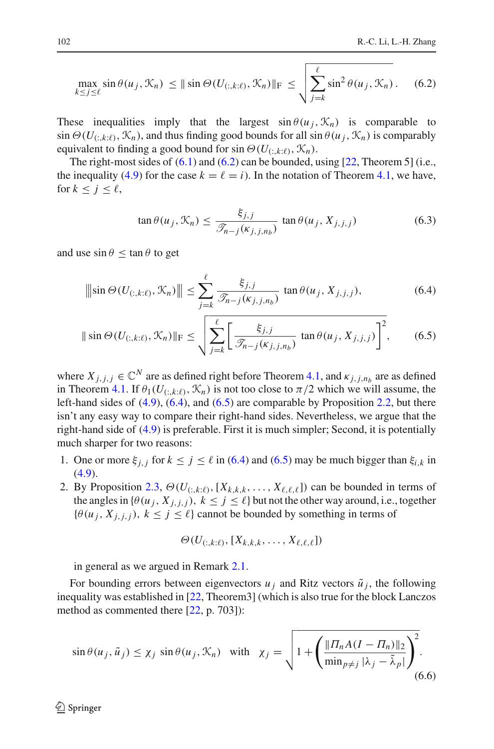$$\max_{k\le j\le \ell} \sin\theta(u_j, \mathcal{K}_n) \le \|\sin\Theta(U_{(:,k:\ell)}, \mathcal{K}_n)\|_{\mathrm{F}} \le \sqrt{\sum_{j=k}^{\ell} \sin^2\theta(u_j, \mathcal{K}_n)}. \tag{6.2}$$

These inequalities imply that the largest $\sin\theta(u_j, \mathcal{K}_n)$ is comparable to $\sin\Theta(U_{(:,k:\ell)}, \mathcal{K}_n)$, and thus finding good bounds for all $\sin\theta(u_j, \mathcal{K}_n)$ is comparably equivalent to finding a good bound for $\sin\Theta(U_{(:,k:\ell)}, \mathcal{K}_n)$.

The right-most sides of (6.1) and (6.2) can be bounded, using [22, Theorem 5] (i.e., the inequality (4.9) for the case $k = \ell = i$). In the notation of Theorem 4.1, we have, for $k \le j \le \ell$,

$$\tan\theta(u_j, \mathcal{K}_n) \le \frac{\xi_{j,j}}{\mathscr{T}_{n-j}(\kappa_{j,j,n_b})} \tan\theta(u_j, X_{j,j,j}) \tag{6.3}$$

and use $\sin\theta \le \tan\theta$ to get

$$\left\vert\!\left\vert\!\left\vert \sin\Theta(U_{(:,k:\ell)}, \mathcal{K}_n)\right\vert\!\right\vert\!\right\vert \le \sum_{j=k}^{\ell} \frac{\xi_{j,j}}{\mathscr{T}_{n-j}(\kappa_{j,j,n_b})} \tan\theta(u_j, X_{j,j,j}), \tag{6.4}$$

$$\|\sin\Theta(U_{(:,k:\ell)}, \mathcal{K}_n)\|_{\mathrm{F}} \le \sqrt{\sum_{j=k}^{\ell} \left[\frac{\xi_{j,j}}{\mathscr{T}_{n-j}(\kappa_{j,j,n_b})} \tan\theta(u_j, X_{j,j,j})\right]^2}, \tag{6.5}$$

where $X_{j,j,j} \in \mathbb{C}^N$ are as defined right before Theorem 4.1, and $\kappa_{j,j,n_b}$ are as defined in Theorem 4.1. If $\theta_1(U_{(:,k:\ell)}, \mathcal{K}_n)$ is not too close to $\pi/2$ which we will assume, the left-hand sides of (4.9), (6.4), and (6.5) are comparable by Proposition 2.2, but there isn't any easy way to compare their right-hand sides. Nevertheless, we argue that the right-hand side of (4.9) is preferable. First it is much simpler; Second, it is potentially much sharper for two reasons:

1. One or more $\xi_{j,j}$ for $k \le j \le \ell$ in (6.4) and (6.5) may be much bigger than $\xi_{i,k}$ in (4.9).
2. By Proposition 2.3, $\Theta(U_{(:,k:\ell)}, [X_{k,k,k}, \ldots, X_{\ell,\ell,\ell}])$ can be bounded in terms of the angles in $\{\theta(u_j, X_{j,j,j}),\ k \le j \le \ell\}$ but not the other way around, i.e., together $\{\theta(u_j, X_{j,j,j}),\ k \le j \le \ell\}$ cannot be bounded by something in terms of

$$\Theta(U_{(:,k:\ell)}, [X_{k,k,k}, \ldots, X_{\ell,\ell,\ell}])$$

in general as we argued in Remark 2.1.

For bounding errors between eigenvectors $u_j$ and Ritz vectors $\tilde{u}_j$, the following inequality was established in [22, Theorem3] (which is also true for the block Lanczos method as commented there [22, p. 703]):

$$\sin\theta(u_j, \tilde{u}_j) \le \chi_j \sin\theta(u_j, \mathcal{K}_n) \quad \text{with} \quad \chi_j = \sqrt{1 + \left(\frac{\|\Pi_n A(I - \Pi_n)\|_2}{\min_{p \ne j} |\lambda_j - \tilde{\lambda}_p|}\right)^2}. \tag{6.6}$$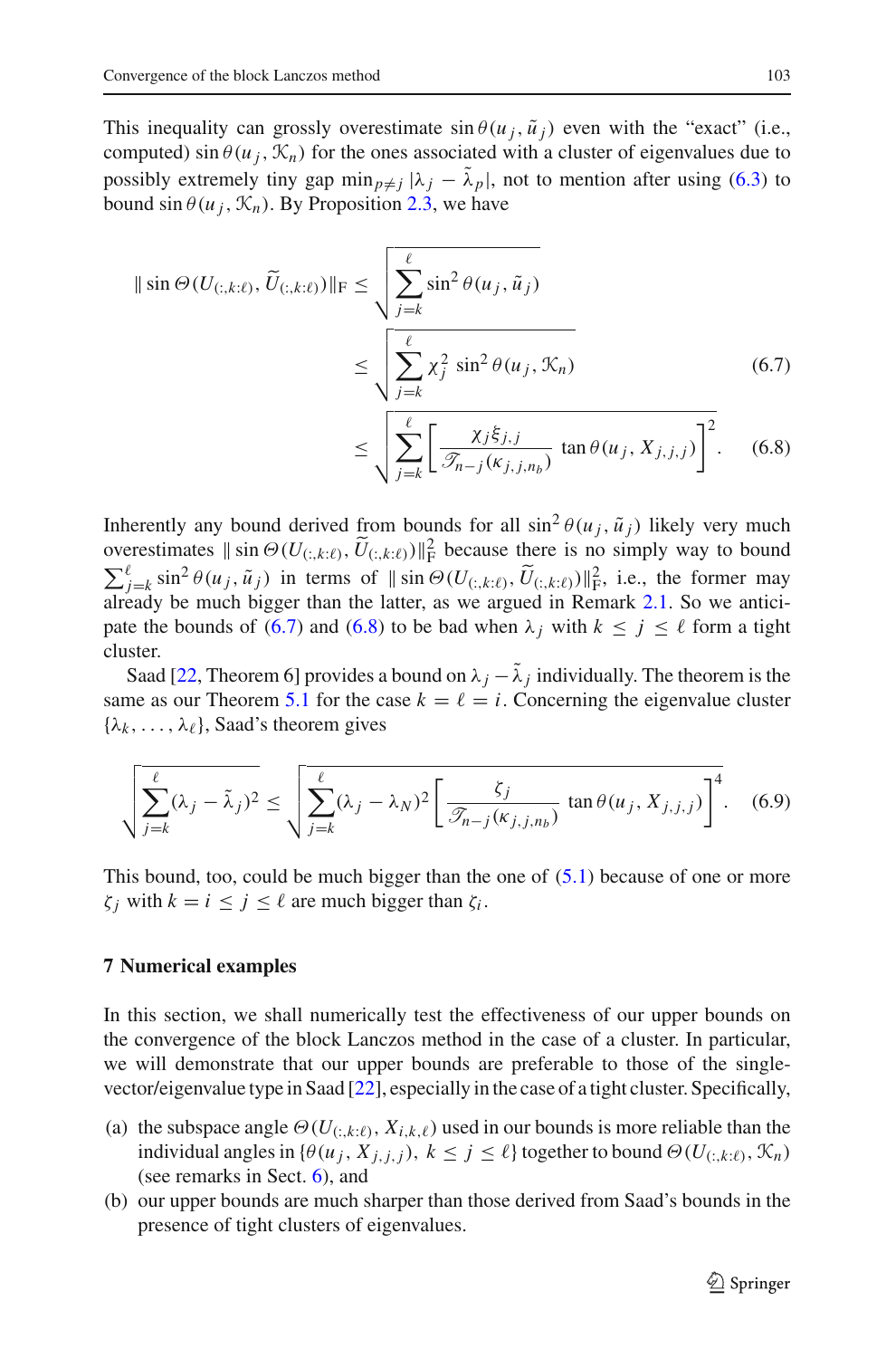This inequality can grossly overestimate $\sin\theta(u_j, \tilde{u}_j)$ even with the "exact" (i.e., computed) $\sin\theta(u_j, \mathcal{K}_n)$ for the ones associated with a cluster of eigenvalues due to possibly extremely tiny gap $\min_{p\neq j} |\lambda_j - \tilde{\lambda}_p|$, not to mention after using (6.3) to bound $\sin\theta(u_j, \mathcal{K}_n)$. By Proposition 2.3, we have

$$
\begin{aligned}
\| \sin\Theta(U_{(:,k:\ell)}, \widetilde{U}_{(:,k:\ell)})\|_{\mathrm{F}} &\le \sqrt{\sum_{j=k}^{\ell} \sin^2\theta(u_j, \tilde{u}_j)} \\
&\le \sqrt{\sum_{j=k}^{\ell} \chi_j^2 \, \sin^2\theta(u_j, \mathcal{K}_n)} \qquad (6.7)\\
&\le \sqrt{\sum_{j=k}^{\ell} \left[ \frac{\chi_j \xi_{j,j}}{\mathscr{T}_{n-j}(\kappa_{j,j,n_b})} \, \tan\theta(u_j, X_{j,j,j}) \right]^2}. \qquad (6.8)
\end{aligned}
$$

Inherently any bound derived from bounds for all $\sin^2\theta(u_j, \tilde{u}_j)$ likely very much overestimates $\| \sin\Theta(U_{(:,k:\ell)}, \widetilde{U}_{(:,k:\ell)})\|_{\mathrm{F}}^2$ because there is no simply way to bound $\sum_{j=k}^{\ell} \sin^2\theta(u_j, \tilde{u}_j)$ in terms of $\| \sin\Theta(U_{(:,k:\ell)}, \widetilde{U}_{(:,k:\ell)})\|_{\mathrm{F}}^2$, i.e., the former may already be much bigger than the latter, as we argued in Remark 2.1. So we anticipate the bounds of (6.7) and (6.8) to be bad when $\lambda_j$ with $k \le j \le \ell$ form a tight cluster.

Saad [22, Theorem 6] provides a bound on $\lambda_j - \tilde{\lambda}_j$ individually. The theorem is the same as our Theorem 5.1 for the case $k = \ell = i$. Concerning the eigenvalue cluster $\{\lambda_k, \ldots, \lambda_\ell\}$, Saad's theorem gives

$$
\sqrt{\sum_{j=k}^{\ell} (\lambda_j - \tilde{\lambda}_j)^2} \le \sqrt{\sum_{j=k}^{\ell} (\lambda_j - \lambda_N)^2 \left[ \frac{\zeta_j}{\mathscr{T}_{n-j}(\kappa_{j,j,n_b})} \, \tan\theta(u_j, X_{j,j,j}) \right]^4}. \qquad (6.9)
$$

This bound, too, could be much bigger than the one of (5.1) because of one or more $\zeta_j$ with $k = i \le j \le \ell$ are much bigger than $\zeta_i$.

## 7 Numerical examples

In this section, we shall numerically test the effectiveness of our upper bounds on the convergence of the block Lanczos method in the case of a cluster. In particular, we will demonstrate that our upper bounds are preferable to those of the single-vector/eigenvalue type in Saad [22], especially in the case of a tight cluster. Specifically,

(a) the subspace angle $\Theta(U_{(:,k:\ell)}, X_{i,k,\ell})$ used in our bounds is more reliable than the individual angles in $\{\theta(u_j, X_{j,j,j}),\ k \le j \le \ell\}$ together to bound $\Theta(U_{(:,k:\ell)}, \mathcal{K}_n)$ (see remarks in Sect. 6), and
(b) our upper bounds are much sharper than those derived from Saad's bounds in the presence of tight clusters of eigenvalues.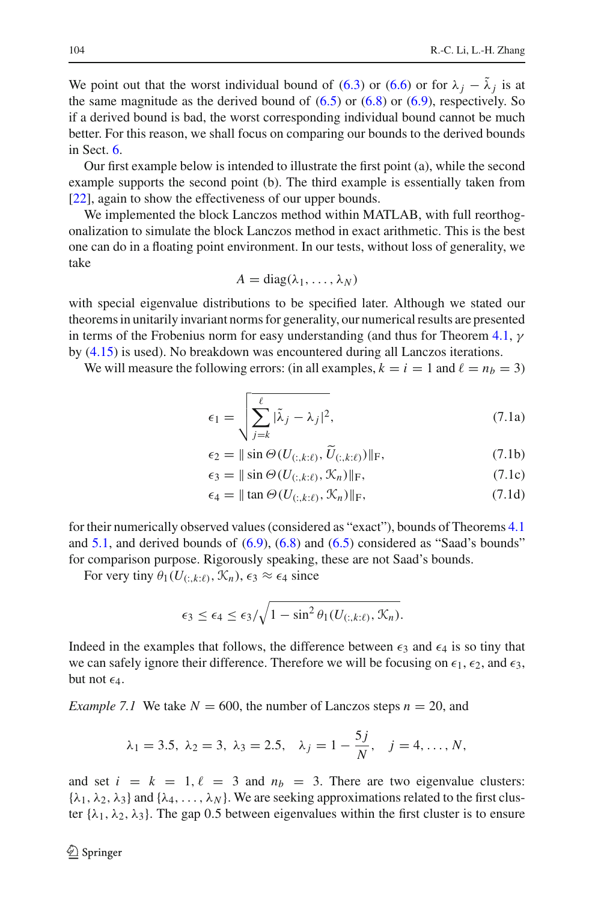We point out that the worst individual bound of (6.3) or (6.6) or for $\lambda_j - \tilde{\lambda}_j$ is at the same magnitude as the derived bound of (6.5) or (6.8) or (6.9), respectively. So if a derived bound is bad, the worst corresponding individual bound cannot be much better. For this reason, we shall focus on comparing our bounds to the derived bounds in Sect. 6.

Our first example below is intended to illustrate the first point (a), while the second example supports the second point (b). The third example is essentially taken from [22], again to show the effectiveness of our upper bounds.

We implemented the block Lanczos method within MATLAB, with full reorthogonalization to simulate the block Lanczos method in exact arithmetic. This is the best one can do in a floating point environment. In our tests, without loss of generality, we take

$$A = \operatorname{diag}(\lambda_1, \ldots, \lambda_N)$$

with special eigenvalue distributions to be specified later. Although we stated our theorems in unitarily invariant norms for generality, our numerical results are presented in terms of the Frobenius norm for easy understanding (and thus for Theorem 4.1, $\gamma$ by (4.15) is used). No breakdown was encountered during all Lanczos iterations.

We will measure the following errors: (in all examples, $k = i = 1$ and $\ell = n_b = 3$)

$$\epsilon_1 = \sqrt{\sum_{j=k}^{\ell} |\tilde{\lambda}_j - \lambda_j|^2}, \tag{7.1a}$$

$$\epsilon_2 = \| \sin \Theta(U_{(:,k:\ell)}, \widetilde{U}_{(:,k:\ell)})\|_{\mathrm{F}}, \tag{7.1b}$$

$$\epsilon_3 = \| \sin \Theta(U_{(:,k:\ell)}, \mathcal{K}_n)\|_{\mathrm{F}}, \tag{7.1c}$$

$$\epsilon_4 = \| \tan \Theta(U_{(:,k:\ell)}, \mathcal{K}_n)\|_{\mathrm{F}}, \tag{7.1d}$$

for their numerically observed values (considered as "exact"), bounds of Theorems 4.1 and 5.1, and derived bounds of (6.9), (6.8) and (6.5) considered as "Saad's bounds" for comparison purpose. Rigorously speaking, these are not Saad's bounds.

For very tiny $\theta_1(U_{(:,k:\ell)}, \mathcal{K}_n)$, $\epsilon_3 \approx \epsilon_4$ since

$$\epsilon_3 \le \epsilon_4 \le \epsilon_3 / \sqrt{1 - \sin^2 \theta_1(U_{(:,k:\ell)}, \mathcal{K}_n)}.$$

Indeed in the examples that follows, the difference between $\epsilon_3$ and $\epsilon_4$ is so tiny that we can safely ignore their difference. Therefore we will be focusing on $\epsilon_1$, $\epsilon_2$, and $\epsilon_3$, but not $\epsilon_4$.

*Example 7.1* We take $N = 600$, the number of Lanczos steps $n = 20$, and

$$\lambda_1 = 3.5,\ \lambda_2 = 3,\ \lambda_3 = 2.5, \quad \lambda_j = 1 - \frac{5j}{N}, \quad j = 4, \ldots, N,$$

and set $i = k = 1, \ell = 3$ and $n_b = 3$. There are two eigenvalue clusters: $\{\lambda_1, \lambda_2, \lambda_3\}$ and $\{\lambda_4, \ldots, \lambda_N\}$. We are seeking approximations related to the first cluster $\{\lambda_1, \lambda_2, \lambda_3\}$. The gap 0.5 between eigenvalues within the first cluster is to ensure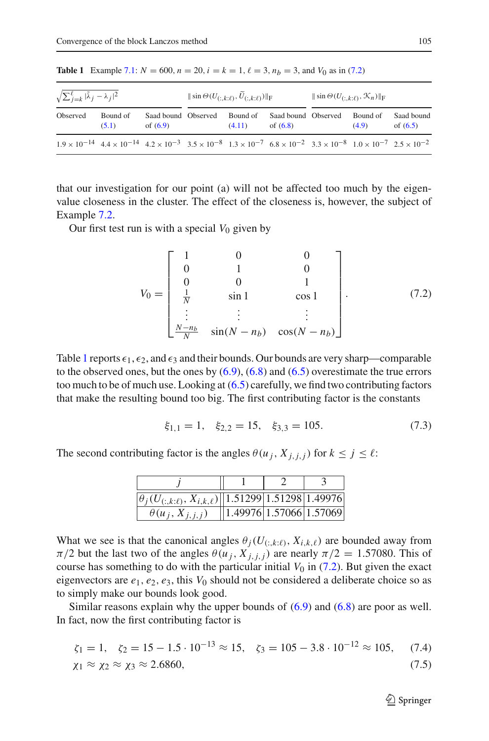**Table 1** Example 7.1: $N = 600$, $n = 20$, $i = k = 1$, $\ell = 3$, $n_b = 3$, and $V_0$ as in (7.2)

| $\sqrt{\sum_{j=k}^{\ell} \lvert\hat{\lambda}_j - \lambda_j\rvert^2}$ | | | $\lVert \sin \Theta(U_{(:,k:\ell)}, \widetilde{U}_{(:,k:\ell)}) \rVert_{\mathrm{F}}$ | | | $\lVert \sin \Theta(U_{(:,k:\ell)}, \mathcal{K}_n) \rVert_{\mathrm{F}}$ | | |
|---|---|---|---|---|---|---|---|---|
| Observed | Bound of (5.1) | Saad bound of (6.9) | Observed | Bound of (4.11) | Saad bound of (6.8) | Observed | Bound of (4.9) | Saad bound of (6.5) |
| $1.9 \times 10^{-14}$ | $4.4 \times 10^{-14}$ | $4.2 \times 10^{-3}$ | $3.5 \times 10^{-8}$ | $1.3 \times 10^{-7}$ | $6.8 \times 10^{-2}$ | $3.3 \times 10^{-8}$ | $1.0 \times 10^{-7}$ | $2.5 \times 10^{-2}$ |

that our investigation for our point (a) will not be affected too much by the eigenvalue closeness in the cluster. The effect of the closeness is, however, the subject of Example 7.2.

Our first test run is with a special $V_0$ given by

$$V_0 = \begin{bmatrix} 1 & 0 & 0 \\ 0 & 1 & 0 \\ 0 & 0 & 1 \\ \frac{1}{N} & \sin 1 & \cos 1 \\ \vdots & \vdots & \vdots \\ \frac{N-n_b}{N} & \sin(N-n_b) & \cos(N-n_b) \end{bmatrix}. \tag{7.2}$$

Table 1 reports $\epsilon_1, \epsilon_2$, and $\epsilon_3$ and their bounds. Our bounds are very sharp—comparable to the observed ones, but the ones by (6.9), (6.8) and (6.5) overestimate the true errors too much to be of much use. Looking at (6.5) carefully, we find two contributing factors that make the resulting bound too big. The first contributing factor is the constants

$$\xi_{1,1} = 1, \quad \xi_{2,2} = 15, \quad \xi_{3,3} = 105. \tag{7.3}$$

The second contributing factor is the angles $\theta(u_j, X_{j,j,j})$ for $k \le j \le \ell$:

| $j$ | 1 | 2 | 3 |
|---|---|---|---|
| $\theta_j(U_{(:,k:\ell)}, X_{i,k,\ell})$ | 1.51299 | 1.51298 | 1.49976 |
| $\theta(u_j, X_{j,j,j})$ | 1.49976 | 1.57066 | 1.57069 |

What we see is that the canonical angles $\theta_j(U_{(:,k:\ell)}, X_{i,k,\ell})$ are bounded away from $\pi/2$ but the last two of the angles $\theta(u_j, X_{j,j,j})$ are nearly $\pi/2 = 1.57080$. This of course has something to do with the particular initial $V_0$ in (7.2). But given the exact eigenvectors are $e_1, e_2, e_3$, this $V_0$ should not be considered a deliberate choice so as to simply make our bounds look good.

Similar reasons explain why the upper bounds of (6.9) and (6.8) are poor as well. In fact, now the first contributing factor is

$$\zeta_1 = 1, \quad \zeta_2 = 15 - 1.5 \cdot 10^{-13} \approx 15, \quad \zeta_3 = 105 - 3.8 \cdot 10^{-12} \approx 105, \tag{7.4}$$

$$\chi_1 \approx \chi_2 \approx \chi_3 \approx 2.6860, \tag{7.5}$$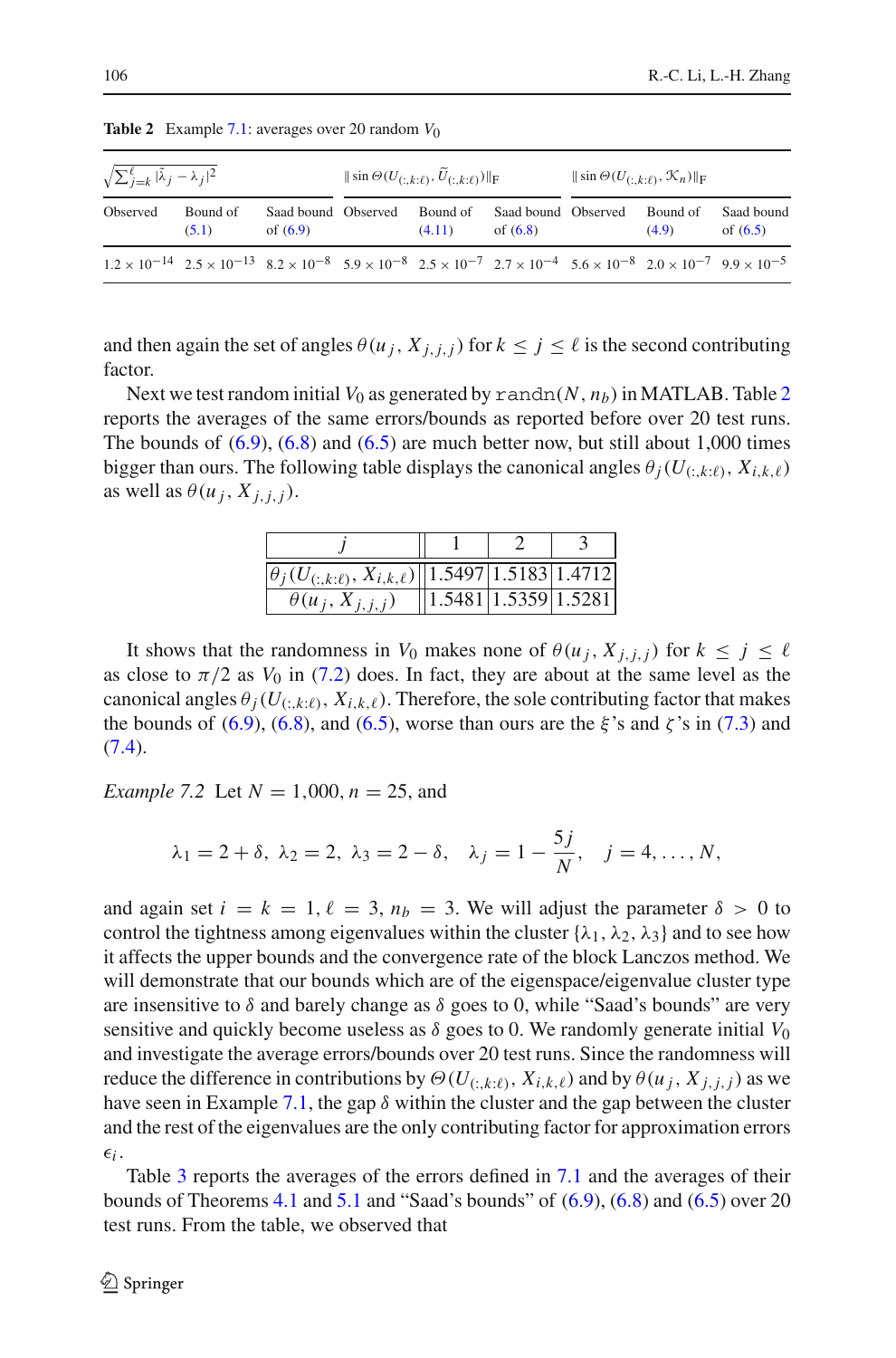**Table 2** Example 7.1: averages over 20 random $V_0$

| $\sqrt{\sum_{j=k}^{\ell} \|\hat{\lambda}_j - \lambda_j\|^2}$ | | | $\\|\sin\Theta(U_{(:,k:\ell)}, \widetilde{U}_{(:,k:\ell)})\\|_{\rm F}$ | | | $\\|\sin\Theta(U_{(:,k:\ell)}, \mathcal{K}_n)\\|_{\rm F}$ | | |
|---|---|---|---|---|---|---|---|---|
| Observed | Bound of (5.1) | Saad bound of (6.9) | Observed | Bound of (4.11) | Saad bound of (6.8) | Observed | Bound of (4.9) | Saad bound of (6.5) |
| $1.2 \times 10^{-14}$ | $2.5 \times 10^{-13}$ | $8.2 \times 10^{-8}$ | $5.9 \times 10^{-8}$ | $2.5 \times 10^{-7}$ | $2.7 \times 10^{-4}$ | $5.6 \times 10^{-8}$ | $2.0 \times 10^{-7}$ | $9.9 \times 10^{-5}$ |

and then again the set of angles $\theta(u_j, X_{j,j,j})$ for $k \le j \le \ell$ is the second contributing factor.

Next we test random initial $V_0$ as generated by randn$(N, n_b)$ in MATLAB. Table 2 reports the averages of the same errors/bounds as reported before over 20 test runs. The bounds of (6.9), (6.8) and (6.5) are much better now, but still about 1,000 times bigger than ours. The following table displays the canonical angles $\theta_j(U_{(:,k:\ell)}, X_{i,k,\ell})$ as well as $\theta(u_j, X_{j,j,j})$.

| $j$ | 1 | 2 | 3 |
|---|---|---|---|
| $\theta_j(U_{(:,k:\ell)}, X_{i,k,\ell})$ | 1.5497 | 1.5183 | 1.4712 |
| $\theta(u_j, X_{j,j,j})$ | 1.5481 | 1.5359 | 1.5281 |

It shows that the randomness in $V_0$ makes none of $\theta(u_j, X_{j,j,j})$ for $k \le j \le \ell$ as close to $\pi/2$ as $V_0$ in (7.2) does. In fact, they are about at the same level as the canonical angles $\theta_j(U_{(:,k:\ell)}, X_{i,k,\ell})$. Therefore, the sole contributing factor that makes the bounds of (6.9), (6.8), and (6.5), worse than ours are the $\xi$'s and $\zeta$'s in (7.3) and (7.4).

*Example 7.2* Let $N = 1{,}000$, $n = 25$, and

$$\lambda_1 = 2 + \delta,\ \lambda_2 = 2,\ \lambda_3 = 2 - \delta, \quad \lambda_j = 1 - \frac{5j}{N}, \quad j = 4, \ldots, N,$$

and again set $i = k = 1$, $\ell = 3$, $n_b = 3$. We will adjust the parameter $\delta > 0$ to control the tightness among eigenvalues within the cluster $\{\lambda_1, \lambda_2, \lambda_3\}$ and to see how it affects the upper bounds and the convergence rate of the block Lanczos method. We will demonstrate that our bounds which are of the eigenspace/eigenvalue cluster type are insensitive to $\delta$ and barely change as $\delta$ goes to 0, while "Saad's bounds" are very sensitive and quickly become useless as $\delta$ goes to 0. We randomly generate initial $V_0$ and investigate the average errors/bounds over 20 test runs. Since the randomness will reduce the difference in contributions by $\Theta(U_{(:,k:\ell)}, X_{i,k,\ell})$ and by $\theta(u_j, X_{j,j,j})$ as we have seen in Example 7.1, the gap $\delta$ within the cluster and the gap between the cluster and the rest of the eigenvalues are the only contributing factor for approximation errors $\epsilon_i$.

Table 3 reports the averages of the errors defined in 7.1 and the averages of their bounds of Theorems 4.1 and 5.1 and "Saad's bounds" of (6.9), (6.8) and (6.5) over 20 test runs. From the table, we observed that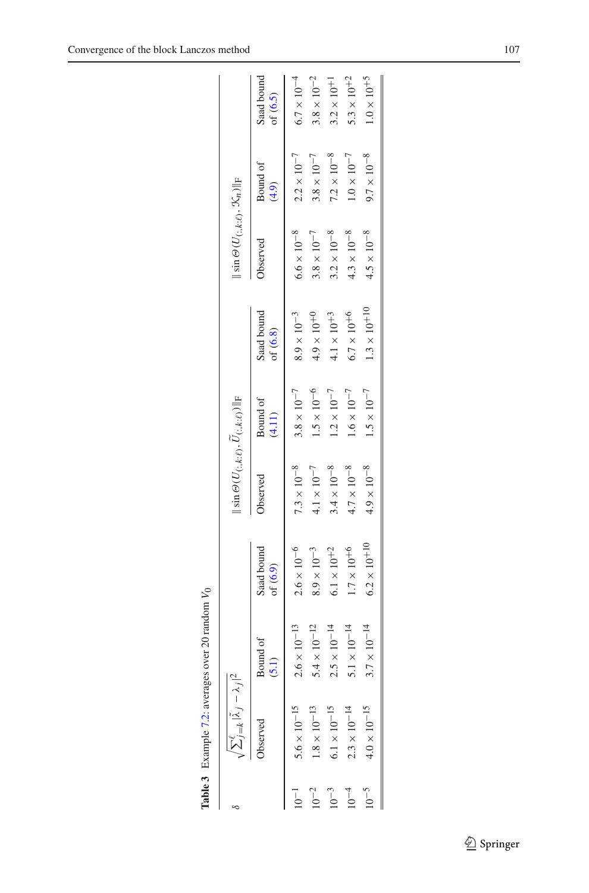**Table 3** Example 7.2: averages over 20 random $V_0$

| $\delta$ | $\sqrt{\sum_{j=k}^{\ell} \vert\tilde{\lambda}_j - \lambda_j\vert^2}$ | | | $\Vert\sin\Theta(U_{(:,k:\ell)}, \widetilde{U}_{(:,k:\ell)})\Vert_F$ | | | $\Vert\sin\Theta(U_{(:,k:\ell)}, \mathcal{K}_n)\Vert_F$ | | |
|---|---|---|---|---|---|---|---|---|---|
| | Observed | Bound of (5.1) | Saad bound of (6.9) | Observed | Bound of (4.11) | Saad bound of (6.8) | Observed | Bound of (4.9) | Saad bound of (6.5) |
| $10^{-1}$ | $5.6 \times 10^{-15}$ | $2.6 \times 10^{-13}$ | $2.6 \times 10^{-6}$ | $7.3 \times 10^{-8}$ | $3.8 \times 10^{-7}$ | $8.9 \times 10^{-3}$ | $6.6 \times 10^{-8}$ | $2.2 \times 10^{-7}$ | $6.7 \times 10^{-4}$ |
| $10^{-2}$ | $1.8 \times 10^{-13}$ | $5.4 \times 10^{-12}$ | $8.9 \times 10^{-3}$ | $4.1 \times 10^{-7}$ | $1.5 \times 10^{-6}$ | $4.9 \times 10^{+0}$ | $3.8 \times 10^{-7}$ | $3.8 \times 10^{-7}$ | $3.8 \times 10^{-2}$ |
| $10^{-3}$ | $6.1 \times 10^{-15}$ | $2.5 \times 10^{-14}$ | $6.1 \times 10^{+2}$ | $3.4 \times 10^{-8}$ | $1.2 \times 10^{-7}$ | $4.1 \times 10^{+3}$ | $3.2 \times 10^{-8}$ | $7.2 \times 10^{-8}$ | $3.2 \times 10^{+1}$ |
| $10^{-4}$ | $2.3 \times 10^{-14}$ | $5.1 \times 10^{-14}$ | $1.7 \times 10^{+6}$ | $4.7 \times 10^{-8}$ | $1.6 \times 10^{-7}$ | $6.7 \times 10^{+6}$ | $4.3 \times 10^{-8}$ | $1.0 \times 10^{-7}$ | $5.3 \times 10^{+2}$ |
| $10^{-5}$ | $4.0 \times 10^{-15}$ | $3.7 \times 10^{-14}$ | $6.2 \times 10^{+10}$ | $4.9 \times 10^{-8}$ | $1.5 \times 10^{-7}$ | $1.3 \times 10^{+10}$ | $4.5 \times 10^{-8}$ | $9.7 \times 10^{-8}$ | $1.0 \times 10^{+5}$ |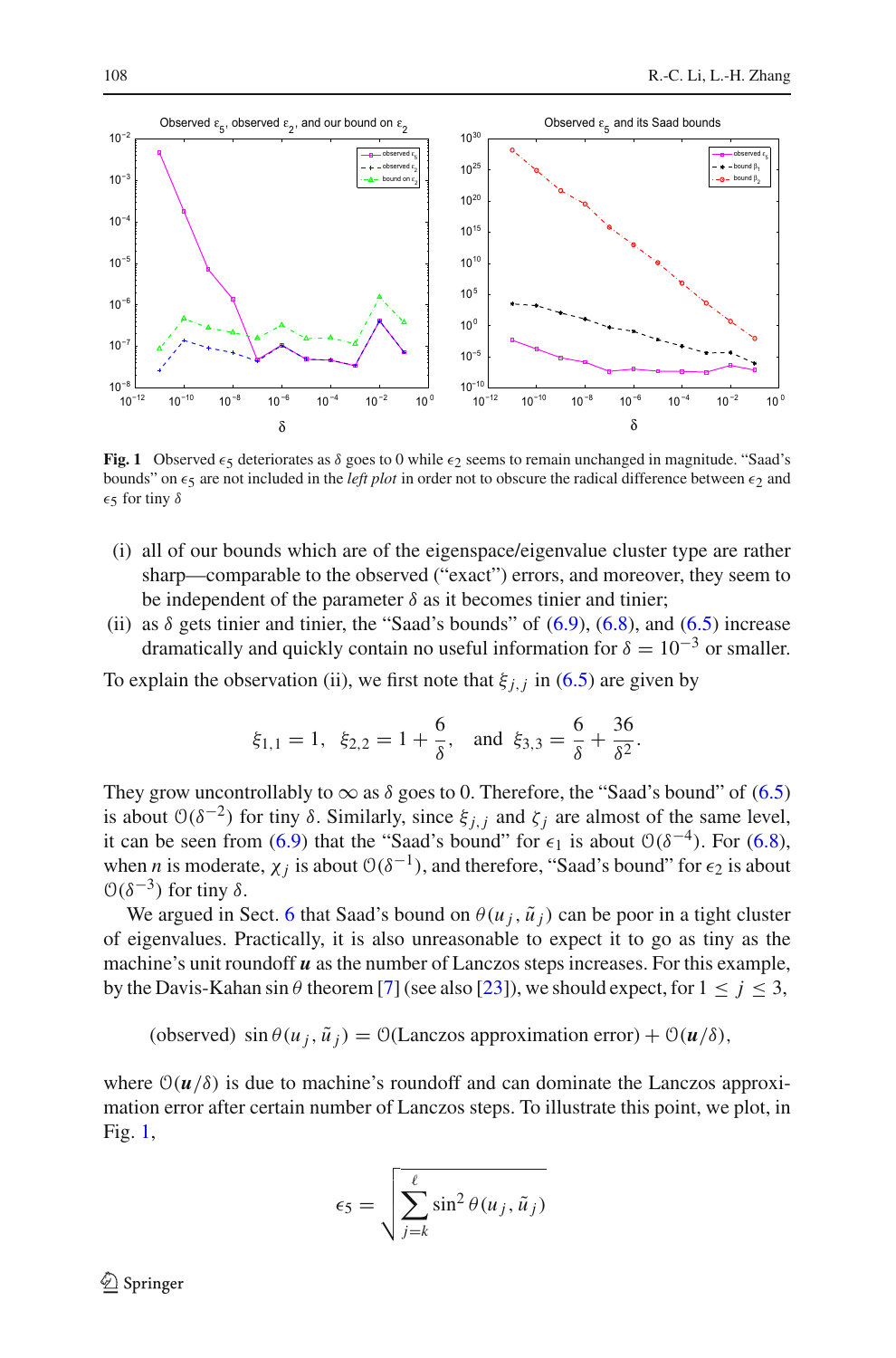**Fig. 1** Observed $\epsilon_5$ deteriorates as $\delta$ goes to 0 while $\epsilon_2$ seems to remain unchanged in magnitude. "Saad's bounds" on $\epsilon_5$ are not included in the *left plot* in order not to obscure the radical difference between $\epsilon_2$ and $\epsilon_5$ for tiny $\delta$

(i) all of our bounds which are of the eigenspace/eigenvalue cluster type are rather sharp—comparable to the observed ("exact") errors, and moreover, they seem to be independent of the parameter $\delta$ as it becomes tinier and tinier;

(ii) as $\delta$ gets tinier and tinier, the "Saad's bounds" of (6.9), (6.8), and (6.5) increase dramatically and quickly contain no useful information for $\delta = 10^{-3}$ or smaller.

To explain the observation (ii), we first note that $\xi_{j,j}$ in (6.5) are given by

$$\xi_{1,1} = 1, \quad \xi_{2,2} = 1 + \frac{6}{\delta}, \quad \text{and} \quad \xi_{3,3} = \frac{6}{\delta} + \frac{36}{\delta^2}.$$

They grow uncontrollably to $\infty$ as $\delta$ goes to 0. Therefore, the "Saad's bound" of (6.5) is about $\mathcal{O}(\delta^{-2})$ for tiny $\delta$. Similarly, since $\xi_{j,j}$ and $\zeta_j$ are almost of the same level, it can be seen from (6.9) that the "Saad's bound" for $\epsilon_1$ is about $\mathcal{O}(\delta^{-4})$. For (6.8), when $n$ is moderate, $\chi_j$ is about $\mathcal{O}(\delta^{-1})$, and therefore, "Saad's bound" for $\epsilon_2$ is about $\mathcal{O}(\delta^{-3})$ for tiny $\delta$.

We argued in Sect. 6 that Saad's bound on $\theta(u_j, \tilde{u}_j)$ can be poor in a tight cluster of eigenvalues. Practically, it is also unreasonable to expect it to go as tiny as the machine's unit roundoff $\boldsymbol{u}$ as the number of Lanczos steps increases. For this example, by the Davis-Kahan $\sin\theta$ theorem [7] (see also [23]), we should expect, for $1 \le j \le 3$,

$$\text{(observed)} \ \sin\theta(u_j, \tilde{u}_j) = \mathcal{O}(\text{Lanczos approximation error}) + \mathcal{O}(\boldsymbol{u}/\delta),$$

where $\mathcal{O}(\boldsymbol{u}/\delta)$ is due to machine's roundoff and can dominate the Lanczos approximation error after certain number of Lanczos steps. To illustrate this point, we plot, in Fig. 1,

$$\epsilon_5 = \sqrt{\sum_{j=k}^{\ell} \sin^2\theta(u_j, \tilde{u}_j)}$$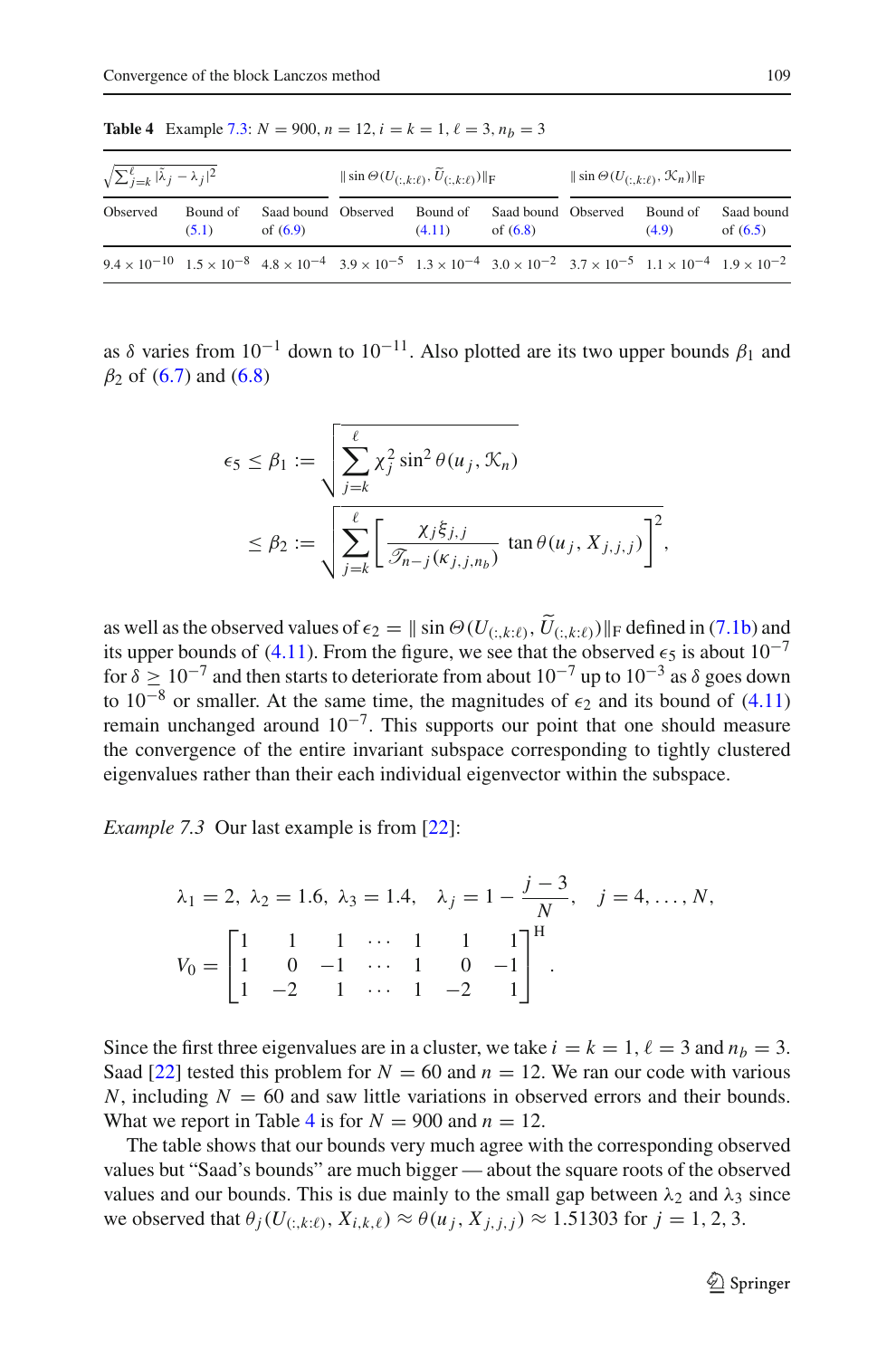**Table 4** Example 7.3: $N = 900$, $n = 12$, $i = k = 1$, $\ell = 3$, $n_b = 3$

| $\sqrt{\sum_{j=k}^{\ell} \lvert\tilde{\lambda}_j - \lambda_j\rvert^2}$ | | | $\lVert \sin \Theta(U_{(:,k:\ell)}, \widetilde{U}_{(:,k:\ell)}) \rVert_{\mathrm{F}}$ | | | $\lVert \sin \Theta(U_{(:,k:\ell)}, \mathcal{K}_n) \rVert_{\mathrm{F}}$ | | |
|---|---|---|---|---|---|---|---|---|
| Observed | Bound of (5.1) | Saad bound of (6.9) | Observed | Bound of (4.11) | Saad bound of (6.8) | Observed | Bound of (4.9) | Saad bound of (6.5) |
| $9.4 \times 10^{-10}$ | $1.5 \times 10^{-8}$ | $4.8 \times 10^{-4}$ | $3.9 \times 10^{-5}$ | $1.3 \times 10^{-4}$ | $3.0 \times 10^{-2}$ | $3.7 \times 10^{-5}$ | $1.1 \times 10^{-4}$ | $1.9 \times 10^{-2}$ |

as $\delta$ varies from $10^{-1}$ down to $10^{-11}$. Also plotted are its two upper bounds $\beta_1$ and $\beta_2$ of (6.7) and (6.8)

$$\epsilon_5 \le \beta_1 := \sqrt{\sum_{j=k}^{\ell} \chi_j^2 \sin^2 \theta(u_j, \mathcal{K}_n)}$$

$$\le \beta_2 := \sqrt{\sum_{j=k}^{\ell} \left[ \frac{\chi_j \xi_{j,j}}{\mathscr{T}_{n-j}(\kappa_{j,j,n_b})} \tan \theta(u_j, X_{j,j,j}) \right]^2},$$

as well as the observed values of $\epsilon_2 = \lVert \sin \Theta(U_{(:,k:\ell)}, \widetilde{U}_{(:,k:\ell)}) \rVert_{\mathrm{F}}$ defined in (7.1b) and its upper bounds of (4.11). From the figure, we see that the observed $\epsilon_5$ is about $10^{-7}$ for $\delta \ge 10^{-7}$ and then starts to deteriorate from about $10^{-7}$ up to $10^{-3}$ as $\delta$ goes down to $10^{-8}$ or smaller. At the same time, the magnitudes of $\epsilon_2$ and its bound of (4.11) remain unchanged around $10^{-7}$. This supports our point that one should measure the convergence of the entire invariant subspace corresponding to tightly clustered eigenvalues rather than their each individual eigenvector within the subspace.

*Example 7.3* Our last example is from [22]:

$$\lambda_1 = 2,\ \lambda_2 = 1.6,\ \lambda_3 = 1.4, \quad \lambda_j = 1 - \frac{j-3}{N}, \quad j = 4, \ldots, N,$$

$$V_0 = \begin{bmatrix} 1 & 1 & 1 & \cdots & 1 & 1 & 1 \\ 1 & 0 & -1 & \cdots & 1 & 0 & -1 \\ 1 & -2 & 1 & \cdots & 1 & -2 & 1 \end{bmatrix}^{\mathrm{H}}.$$

Since the first three eigenvalues are in a cluster, we take $i = k = 1$, $\ell = 3$ and $n_b = 3$. Saad [22] tested this problem for $N = 60$ and $n = 12$. We ran our code with various $N$, including $N = 60$ and saw little variations in observed errors and their bounds. What we report in Table 4 is for $N = 900$ and $n = 12$.

The table shows that our bounds very much agree with the corresponding observed values but "Saad's bounds" are much bigger — about the square roots of the observed values and our bounds. This is due mainly to the small gap between $\lambda_2$ and $\lambda_3$ since we observed that $\theta_j(U_{(:,k:\ell)}, X_{i,k,\ell}) \approx \theta(u_j, X_{j,j,j}) \approx 1.51303$ for $j = 1, 2, 3$.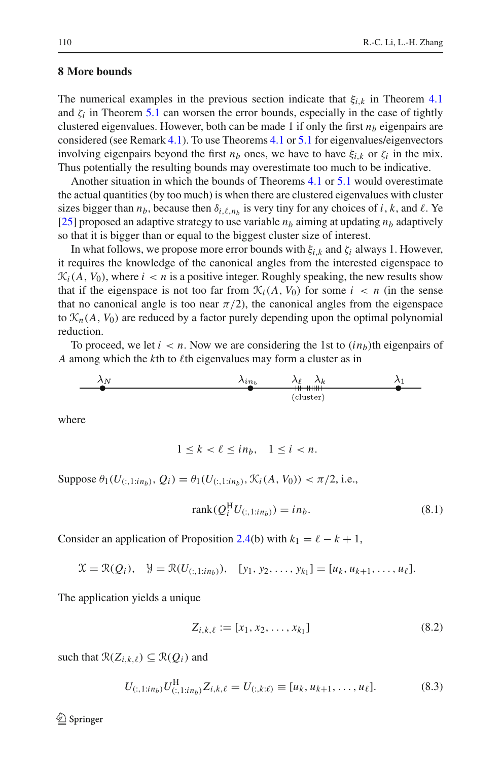## 8 More bounds

The numerical examples in the previous section indicate that $\xi_{i,k}$ in Theorem 4.1 and $\zeta_i$ in Theorem 5.1 can worsen the error bounds, especially in the case of tightly clustered eigenvalues. However, both can be made 1 if only the first $n_b$ eigenpairs are considered (see Remark 4.1). To use Theorems 4.1 or 5.1 for eigenvalues/eigenvectors involving eigenpairs beyond the first $n_b$ ones, we have to have $\xi_{i,k}$ or $\zeta_i$ in the mix. Thus potentially the resulting bounds may overestimate too much to be indicative.

Another situation in which the bounds of Theorems 4.1 or 5.1 would overestimate the actual quantities (by too much) is when there are clustered eigenvalues with cluster sizes bigger than $n_b$, because then $\delta_{i,\ell,n_b}$ is very tiny for any choices of $i$, $k$, and $\ell$. Ye [25] proposed an adaptive strategy to use variable $n_b$ aiming at updating $n_b$ adaptively so that it is bigger than or equal to the biggest cluster size of interest.

In what follows, we propose more error bounds with $\xi_{i,k}$ and $\zeta_i$ always 1. However, it requires the knowledge of the canonical angles from the interested eigenspace to $\mathcal{K}_i(A, V_0)$, where $i < n$ is a positive integer. Roughly speaking, the new results show that if the eigenspace is not too far from $\mathcal{K}_i(A, V_0)$ for some $i < n$ (in the sense that no canonical angle is too near $\pi/2$), the canonical angles from the eigenspace to $\mathcal{K}_n(A, V_0)$ are reduced by a factor purely depending upon the optimal polynomial reduction.

To proceed, we let $i < n$. Now we are considering the 1st to $(in_b)$th eigenpairs of $A$ among which the $k$th to $\ell$th eigenvalues may form a cluster as in

$\lambda_N$ ——— $\lambda_{in_b}$ ——— $\lambda_\ell$ (cluster) $\lambda_k$ ——— $\lambda_1$

where

$$1 \le k < \ell \le in_b, \quad 1 \le i < n.$$

Suppose $\theta_1(U_{(:,1:in_b)}, Q_i) = \theta_1(U_{(:,1:in_b)}, \mathcal{K}_i(A, V_0)) < \pi/2$, i.e.,

$$\operatorname{rank}(Q_i^{\mathrm{H}} U_{(:,1:in_b)}) = in_b. \tag{8.1}$$

Consider an application of Proposition 2.4(b) with $k_1 = \ell - k + 1$,

$$\mathcal{X} = \mathcal{R}(Q_i), \quad \mathcal{Y} = \mathcal{R}(U_{(:,1:in_b)}), \quad [y_1, y_2, \ldots, y_{k_1}] = [u_k, u_{k+1}, \ldots, u_\ell].$$

The application yields a unique

$$Z_{i,k,\ell} := [x_1, x_2, \ldots, x_{k_1}] \tag{8.2}$$

such that $\mathcal{R}(Z_{i,k,\ell}) \subseteq \mathcal{R}(Q_i)$ and

$$U_{(:,1:in_b)} U_{(:,1:in_b)}^{\mathrm{H}} Z_{i,k,\ell} = U_{(:,k:\ell)} \equiv [u_k, u_{k+1}, \ldots, u_\ell]. \tag{8.3}$$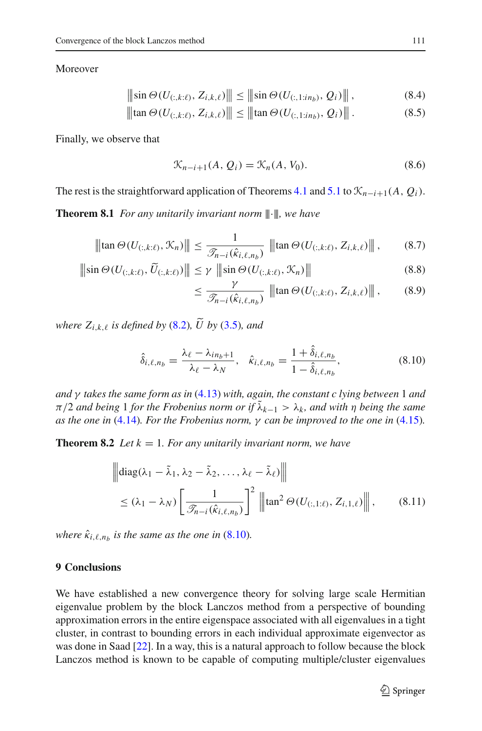Moreover

$$\left\|\sin \Theta(U_{(:,k:\ell)}, Z_{i,k,\ell})\right\| \leq \left\|\sin \Theta(U_{(:,1:in_b)}, Q_i)\right\|, \tag{8.4}$$

$$\left\|\tan \Theta(U_{(:,k:\ell)}, Z_{i,k,\ell})\right\| \leq \left\|\tan \Theta(U_{(:,1:in_b)}, Q_i)\right\|. \tag{8.5}$$

Finally, we observe that

$$\mathcal{K}_{n-i+1}(A, Q_i) = \mathcal{K}_n(A, V_0). \tag{8.6}$$

The rest is the straightforward application of Theorems 4.1 and 5.1 to $\mathcal{K}_{n-i+1}(A, Q_i)$.

**Theorem 8.1** *For any unitarily invariant norm* $\|\cdot\|$, *we have*

$$\left\|\tan \Theta(U_{(:,k:\ell)}, \mathcal{K}_n)\right\| \leq \frac{1}{\mathscr{T}_{n-i}(\hat{\kappa}_{i,\ell,n_b})} \left\|\tan \Theta(U_{(:,k:\ell)}, Z_{i,k,\ell})\right\|, \tag{8.7}$$

$$\left\|\sin \Theta(U_{(:,k:\ell)}, \widetilde{U}_{(:,k:\ell)})\right\| \leq \gamma \left\|\sin \Theta(U_{(:,k:\ell)}, \mathcal{K}_n)\right\| \tag{8.8}$$

$$\leq \frac{\gamma}{\mathscr{T}_{n-i}(\hat{\kappa}_{i,\ell,n_b})} \left\|\tan \Theta(U_{(:,k:\ell)}, Z_{i,k,\ell})\right\|, \tag{8.9}$$

*where* $Z_{i,k,\ell}$ *is defined by* (8.2), $\widetilde{U}$ *by* (3.5), *and*

$$\hat{\delta}_{i,\ell,n_b} = \frac{\lambda_\ell - \lambda_{in_b+1}}{\lambda_\ell - \lambda_N}, \quad \hat{\kappa}_{i,\ell,n_b} = \frac{1 + \hat{\delta}_{i,\ell,n_b}}{1 - \hat{\delta}_{i,\ell,n_b}}, \tag{8.10}$$

*and* $\gamma$ *takes the same form as in* (4.13) *with, again, the constant c lying between* 1 *and* $\pi/2$ *and being* 1 *for the Frobenius norm or if* $\tilde{\lambda}_{k-1} > \lambda_k$, *and with* $\eta$ *being the same as the one in* (4.14). *For the Frobenius norm,* $\gamma$ *can be improved to the one in* (4.15).

**Theorem 8.2** *Let* $k = 1$. *For any unitarily invariant norm, we have*

$$\left\|\operatorname{diag}(\lambda_1 - \tilde{\lambda}_1, \lambda_2 - \tilde{\lambda}_2, \ldots, \lambda_\ell - \tilde{\lambda}_\ell)\right\|$$
$$\leq (\lambda_1 - \lambda_N) \left[\frac{1}{\mathscr{T}_{n-i}(\hat{\kappa}_{i,\ell,n_b})}\right]^2 \left\|\tan^2 \Theta(U_{(:,1:\ell)}, Z_{i,1,\ell})\right\|, \tag{8.11}$$

*where* $\hat{\kappa}_{i,\ell,n_b}$ *is the same as the one in* (8.10).

## 9 Conclusions

We have established a new convergence theory for solving large scale Hermitian eigenvalue problem by the block Lanczos method from a perspective of bounding approximation errors in the entire eigenspace associated with all eigenvalues in a tight cluster, in contrast to bounding errors in each individual approximate eigenvector as was done in Saad [22]. In a way, this is a natural approach to follow because the block Lanczos method is known to be capable of computing multiple/cluster eigenvalues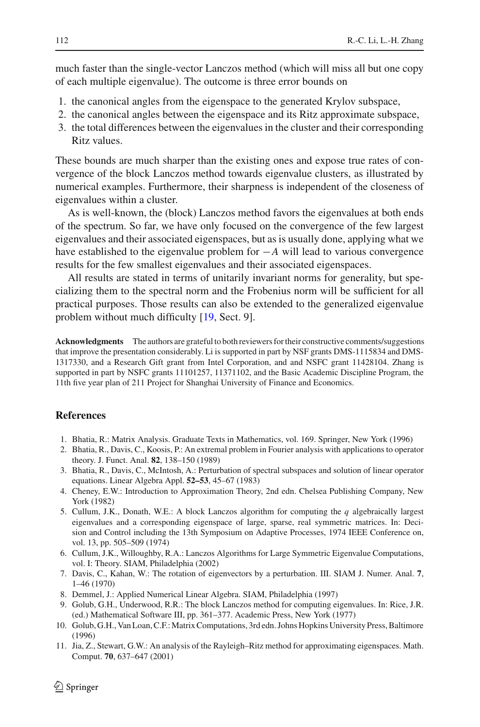much faster than the single-vector Lanczos method (which will miss all but one copy of each multiple eigenvalue). The outcome is three error bounds on

1. the canonical angles from the eigenspace to the generated Krylov subspace,
2. the canonical angles between the eigenspace and its Ritz approximate subspace,
3. the total differences between the eigenvalues in the cluster and their corresponding Ritz values.

These bounds are much sharper than the existing ones and expose true rates of convergence of the block Lanczos method towards eigenvalue clusters, as illustrated by numerical examples. Furthermore, their sharpness is independent of the closeness of eigenvalues within a cluster.

As is well-known, the (block) Lanczos method favors the eigenvalues at both ends of the spectrum. So far, we have only focused on the convergence of the few largest eigenvalues and their associated eigenspaces, but as is usually done, applying what we have established to the eigenvalue problem for $-A$ will lead to various convergence results for the few smallest eigenvalues and their associated eigenspaces.

All results are stated in terms of unitarily invariant norms for generality, but specializing them to the spectral norm and the Frobenius norm will be sufficient for all practical purposes. Those results can also be extended to the generalized eigenvalue problem without much difficulty [19, Sect. 9].

**Acknowledgments** The authors are grateful to both reviewers for their constructive comments/suggestions that improve the presentation considerably. Li is supported in part by NSF grants DMS-1115834 and DMS-1317330, and a Research Gift grant from Intel Corporation, and NSFC grant 11428104. Zhang is supported in part by NSFC grants 11101257, 11371102, and the Basic Academic Discipline Program, the 11th five year plan of 211 Project for Shanghai University of Finance and Economics.

## References

1. Bhatia, R.: Matrix Analysis. Graduate Texts in Mathematics, vol. 169. Springer, New York (1996)
2. Bhatia, R., Davis, C., Koosis, P.: An extremal problem in Fourier analysis with applications to operator theory. J. Funct. Anal. **82**, 138–150 (1989)
3. Bhatia, R., Davis, C., McIntosh, A.: Perturbation of spectral subspaces and solution of linear operator equations. Linear Algebra Appl. **52–53**, 45–67 (1983)
4. Cheney, E.W.: Introduction to Approximation Theory, 2nd edn. Chelsea Publishing Company, New York (1982)
5. Cullum, J.K., Donath, W.E.: A block Lanczos algorithm for computing the $q$ algebraically largest eigenvalues and a corresponding eigenspace of large, sparse, real symmetric matrices. In: Decision and Control including the 13th Symposium on Adaptive Processes, 1974 IEEE Conference on, vol. 13, pp. 505–509 (1974)
6. Cullum, J.K., Willoughby, R.A.: Lanczos Algorithms for Large Symmetric Eigenvalue Computations, vol. I: Theory. SIAM, Philadelphia (2002)
7. Davis, C., Kahan, W.: The rotation of eigenvectors by a perturbation. III. SIAM J. Numer. Anal. **7**, 1–46 (1970)
8. Demmel, J.: Applied Numerical Linear Algebra. SIAM, Philadelphia (1997)
9. Golub, G.H., Underwood, R.R.: The block Lanczos method for computing eigenvalues. In: Rice, J.R. (ed.) Mathematical Software III, pp. 361–377. Academic Press, New York (1977)
10. Golub, G.H., Van Loan, C.F.: Matrix Computations, 3rd edn. Johns Hopkins University Press, Baltimore (1996)
11. Jia, Z., Stewart, G.W.: An analysis of the Rayleigh–Ritz method for approximating eigenspaces. Math. Comput. **70**, 637–647 (2001)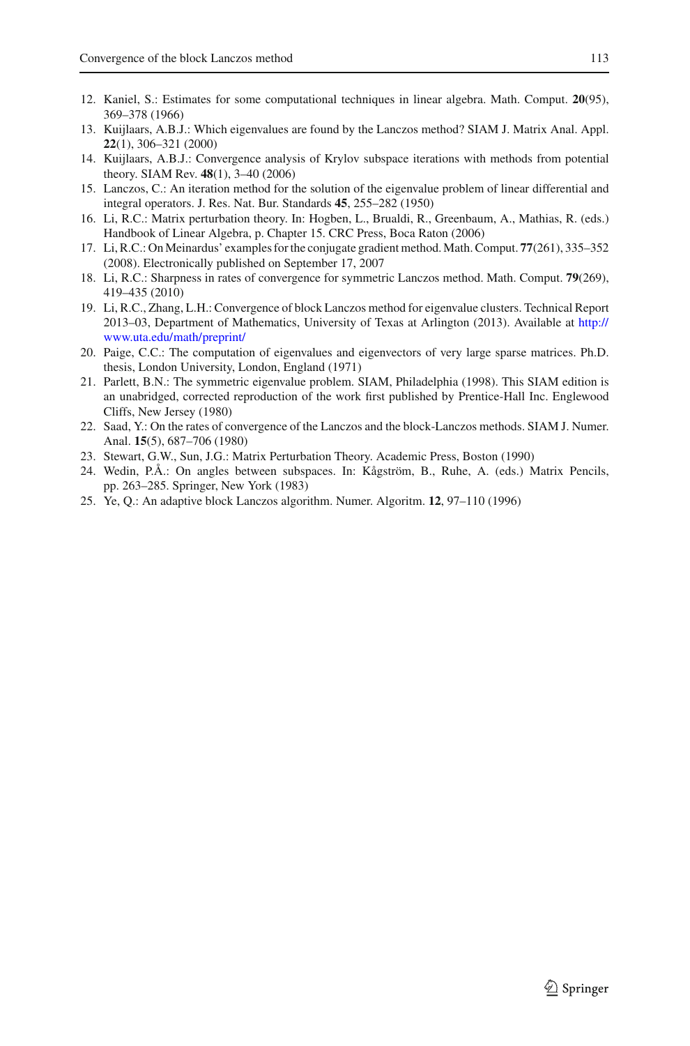12. Kaniel, S.: Estimates for some computational techniques in linear algebra. Math. Comput. **20**(95), 369–378 (1966)
13. Kuijlaars, A.B.J.: Which eigenvalues are found by the Lanczos method? SIAM J. Matrix Anal. Appl. **22**(1), 306–321 (2000)
14. Kuijlaars, A.B.J.: Convergence analysis of Krylov subspace iterations with methods from potential theory. SIAM Rev. **48**(1), 3–40 (2006)
15. Lanczos, C.: An iteration method for the solution of the eigenvalue problem of linear differential and integral operators. J. Res. Nat. Bur. Standards **45**, 255–282 (1950)
16. Li, R.C.: Matrix perturbation theory. In: Hogben, L., Brualdi, R., Greenbaum, A., Mathias, R. (eds.) Handbook of Linear Algebra, p. Chapter 15. CRC Press, Boca Raton (2006)
17. Li, R.C.: On Meinardus' examples for the conjugate gradient method. Math. Comput. **77**(261), 335–352 (2008). Electronically published on September 17, 2007
18. Li, R.C.: Sharpness in rates of convergence for symmetric Lanczos method. Math. Comput. **79**(269), 419–435 (2010)
19. Li, R.C., Zhang, L.H.: Convergence of block Lanczos method for eigenvalue clusters. Technical Report 2013–03, Department of Mathematics, University of Texas at Arlington (2013). Available at http://www.uta.edu/math/preprint/
20. Paige, C.C.: The computation of eigenvalues and eigenvectors of very large sparse matrices. Ph.D. thesis, London University, London, England (1971)
21. Parlett, B.N.: The symmetric eigenvalue problem. SIAM, Philadelphia (1998). This SIAM edition is an unabridged, corrected reproduction of the work first published by Prentice-Hall Inc. Englewood Cliffs, New Jersey (1980)
22. Saad, Y.: On the rates of convergence of the Lanczos and the block-Lanczos methods. SIAM J. Numer. Anal. **15**(5), 687–706 (1980)
23. Stewart, G.W., Sun, J.G.: Matrix Perturbation Theory. Academic Press, Boston (1990)
24. Wedin, P.Å.: On angles between subspaces. In: Kågström, B., Ruhe, A. (eds.) Matrix Pencils, pp. 263–285. Springer, New York (1983)
25. Ye, Q.: An adaptive block Lanczos algorithm. Numer. Algoritm. **12**, 97–110 (1996)